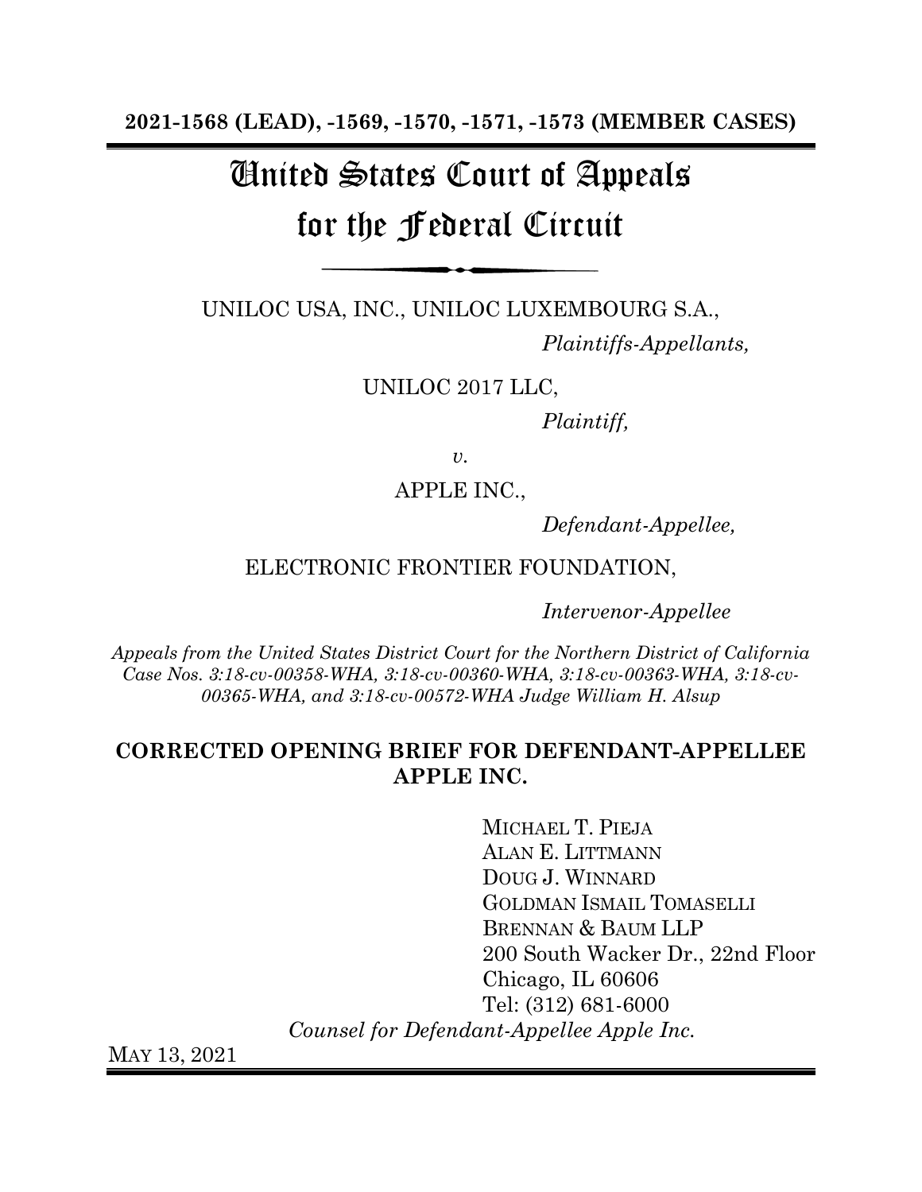**2021-1568 (LEAD), -1569, -1570, -1571, -1573 (MEMBER CASES)**

# United States Court of Appeals for the Federal Circuit

UNILOC USA, INC., UNILOC LUXEMBOURG S.A.,

*Plaintiffs-Appellants,*

UNILOC 2017 LLC,

*Plaintiff,*

*v.*

APPLE INC.,

*Defendant-Appellee,*

ELECTRONIC FRONTIER FOUNDATION,

*Intervenor-Appellee*

*Appeals from the United States District Court for the Northern District of California Case Nos. 3:18-cv-00358-WHA, 3:18-cv-00360-WHA, 3:18-cv-00363-WHA, 3:18-cv-00365-WHA, and 3:18-cv-00572-WHA Judge William H. Alsup*

**CORRECTED OPENING BRIEF FOR DEFENDANT-APPELLEE APPLE INC.**

MICHAEL T. PIEJA
ALAN E. LITTMANN
DOUG J. WINNARD
GOLDMAN ISMAIL TOMASELLI
BRENNAN & BAUM LLP
200 South Wacker Dr., 22nd Floor
Chicago, IL 60606
Tel: (312) 681-6000
*Counsel for Defendant-Appellee Apple Inc.*

MAY 13, 2021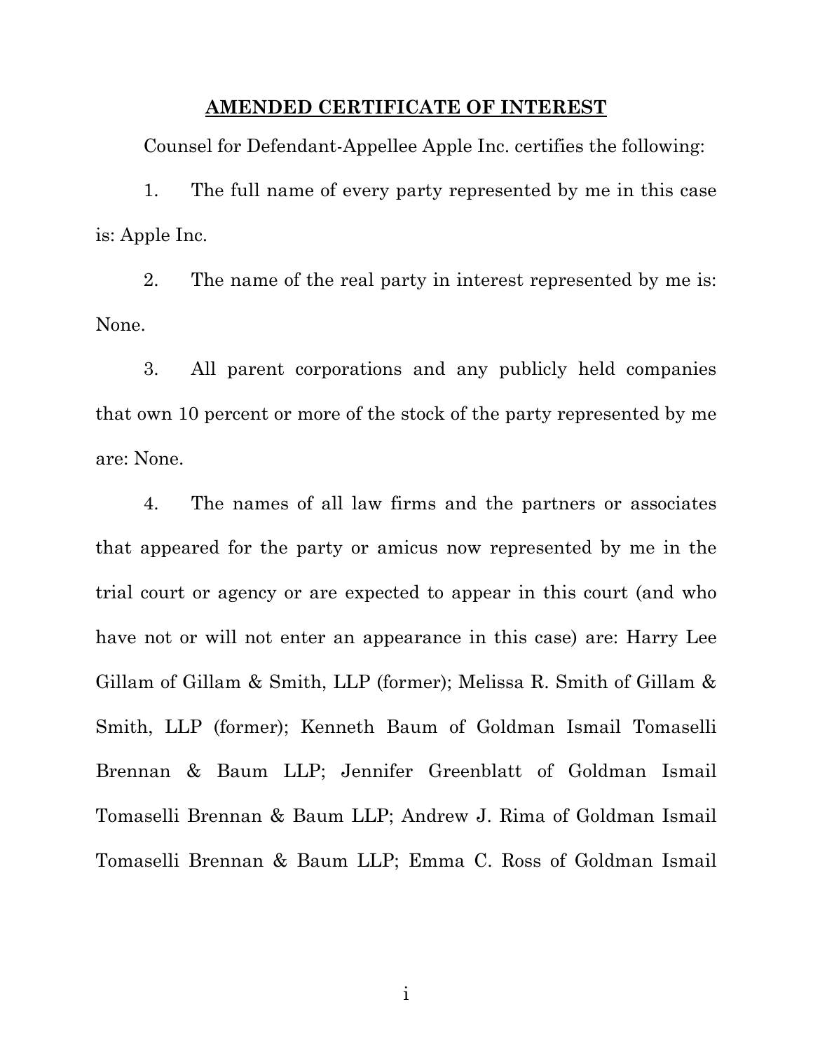## AMENDED CERTIFICATE OF INTEREST

Counsel for Defendant-Appellee Apple Inc. certifies the following:

1. The full name of every party represented by me in this case is: Apple Inc.

2. The name of the real party in interest represented by me is: None.

3. All parent corporations and any publicly held companies that own 10 percent or more of the stock of the party represented by me are: None.

4. The names of all law firms and the partners or associates that appeared for the party or amicus now represented by me in the trial court or agency or are expected to appear in this court (and who have not or will not enter an appearance in this case) are: Harry Lee Gillam of Gillam & Smith, LLP (former); Melissa R. Smith of Gillam & Smith, LLP (former); Kenneth Baum of Goldman Ismail Tomaselli Brennan & Baum LLP; Jennifer Greenblatt of Goldman Ismail Tomaselli Brennan & Baum LLP; Andrew J. Rima of Goldman Ismail Tomaselli Brennan & Baum LLP; Emma C. Ross of Goldman Ismail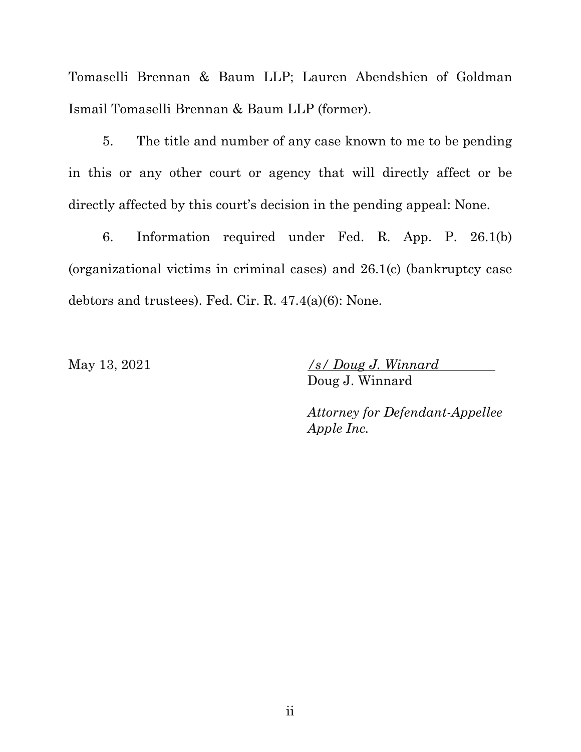Tomaselli Brennan & Baum LLP; Lauren Abendshien of Goldman Ismail Tomaselli Brennan & Baum LLP (former).

5. The title and number of any case known to me to be pending in this or any other court or agency that will directly affect or be directly affected by this court's decision in the pending appeal: None.

6. Information required under Fed. R. App. P. 26.1(b) (organizational victims in criminal cases) and 26.1(c) (bankruptcy case debtors and trustees). Fed. Cir. R. 47.4(a)(6): None.

May 13, 2021

*/s/ Doug J. Winnard*
Doug J. Winnard

*Attorney for Defendant-Appellee Apple Inc.*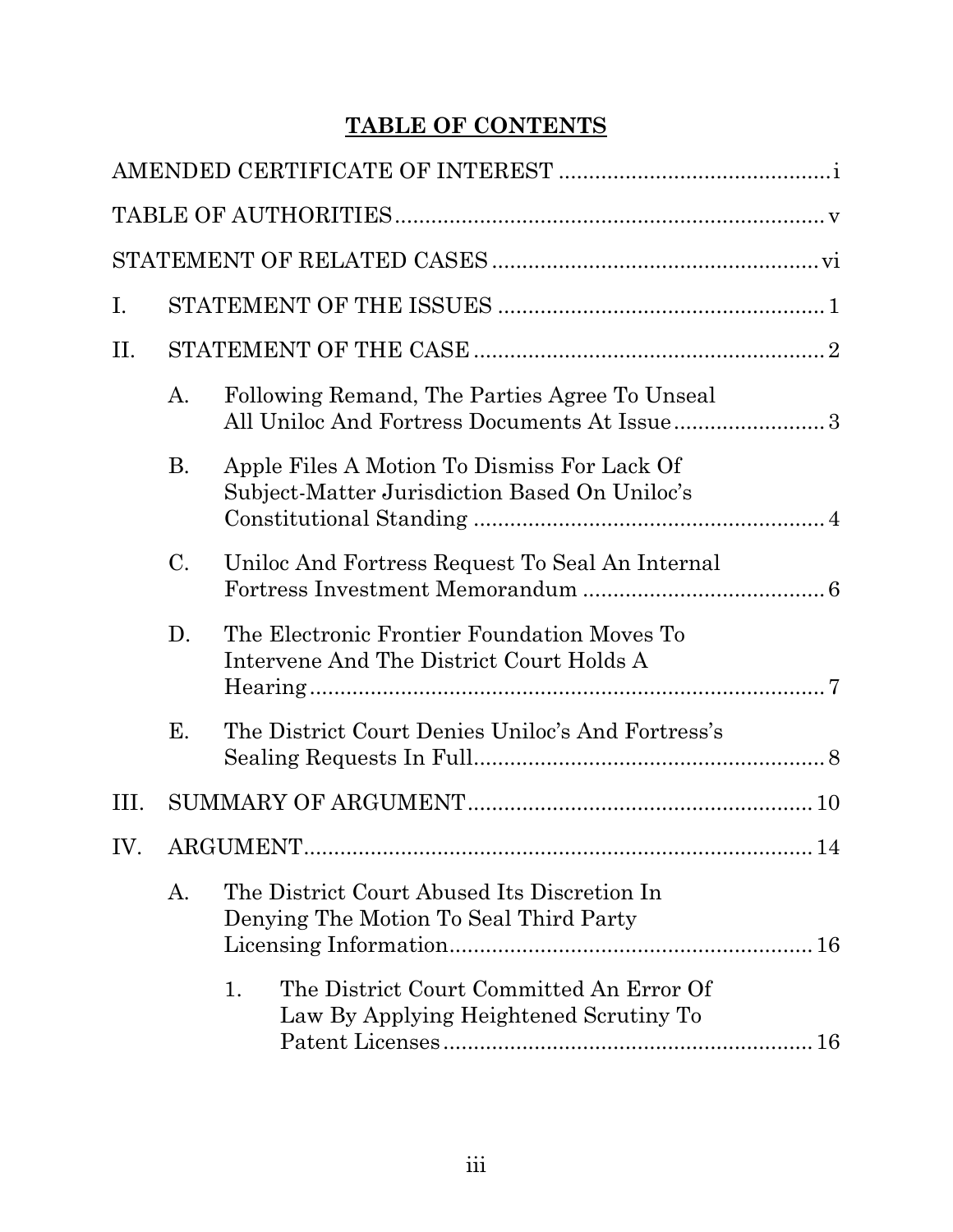# TABLE OF CONTENTS

AMENDED CERTIFICATE OF INTEREST ............................................ i

TABLE OF AUTHORITIES ...................................................................... v

STATEMENT OF RELATED CASES ...................................................... vi

I. STATEMENT OF THE ISSUES ...................................................... 1

II. STATEMENT OF THE CASE .......................................................... 2

   A. Following Remand, The Parties Agree To Unseal All Uniloc And Fortress Documents At Issue ......................... 3

   B. Apple Files A Motion To Dismiss For Lack Of Subject-Matter Jurisdiction Based On Uniloc's Constitutional Standing ........................................................... 4

   C. Uniloc And Fortress Request To Seal An Internal Fortress Investment Memorandum ........................................ 6

   D. The Electronic Frontier Foundation Moves To Intervene And The District Court Holds A Hearing ..................................................................................... 7

   E. The District Court Denies Uniloc's And Fortress's Sealing Requests In Full ........................................................... 8

III. SUMMARY OF ARGUMENT ......................................................... 10

IV. ARGUMENT ..................................................................................... 14

   A. The District Court Abused Its Discretion In Denying The Motion To Seal Third Party Licensing Information ............................................................ 16

      1. The District Court Committed An Error Of Law By Applying Heightened Scrutiny To Patent Licenses ............................................................. 16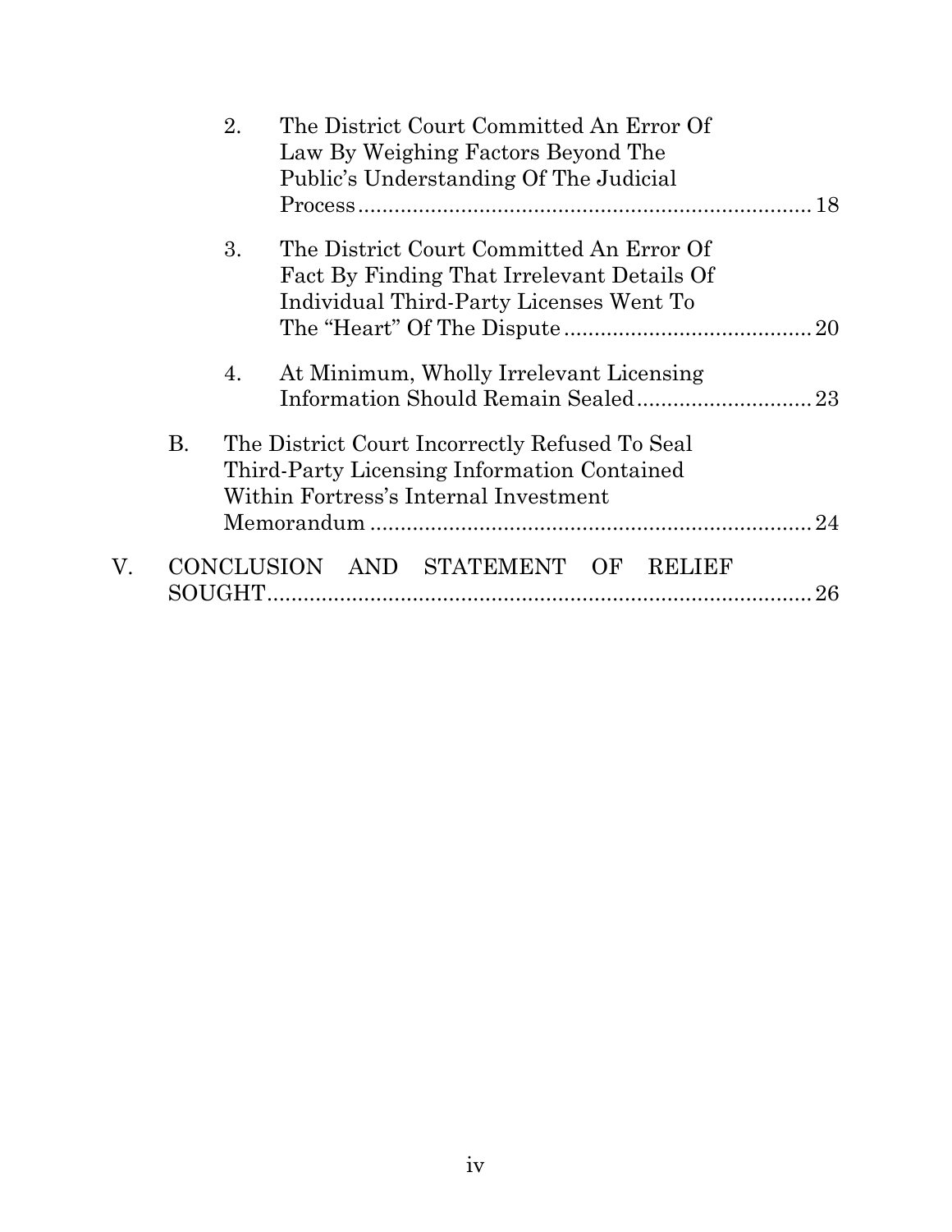2. The District Court Committed An Error Of Law By Weighing Factors Beyond The Public's Understanding Of The Judicial Process........................................................................ 18

3. The District Court Committed An Error Of Fact By Finding That Irrelevant Details Of Individual Third-Party Licenses Went To The "Heart" Of The Dispute ......................................... 20

4. At Minimum, Wholly Irrelevant Licensing Information Should Remain Sealed............................. 23

B. The District Court Incorrectly Refused To Seal Third-Party Licensing Information Contained Within Fortress's Internal Investment Memorandum .......................................................................... 24

V. CONCLUSION AND STATEMENT OF RELIEF SOUGHT........................................................................................... 26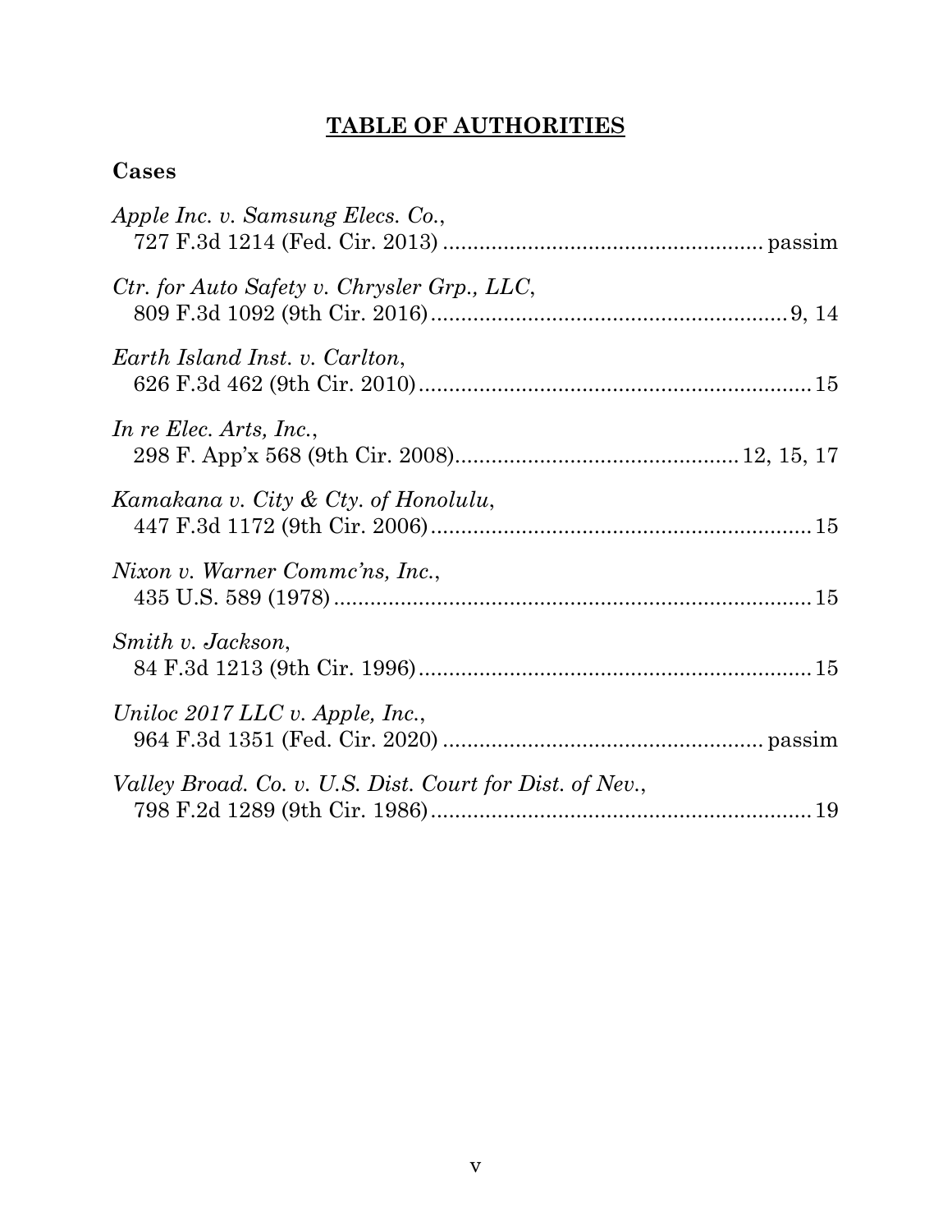# **TABLE OF AUTHORITIES**

## Cases

*Apple Inc. v. Samsung Elecs. Co.*,
727 F.3d 1214 (Fed. Cir. 2013) .................................................... passim

*Ctr. for Auto Safety v. Chrysler Grp., LLC*,
809 F.3d 1092 (9th Cir. 2016) ........................................................... 9, 14

*Earth Island Inst. v. Carlton*,
626 F.3d 462 (9th Cir. 2010) ................................................................ 15

*In re Elec. Arts, Inc.*,
298 F. App'x 568 (9th Cir. 2008) ............................................. 12, 15, 17

*Kamakana v. City & Cty. of Honolulu*,
447 F.3d 1172 (9th Cir. 2006) .............................................................. 15

*Nixon v. Warner Commc'ns, Inc.*,
435 U.S. 589 (1978) ............................................................................... 15

*Smith v. Jackson*,
84 F.3d 1213 (9th Cir. 1996) ................................................................ 15

*Uniloc 2017 LLC v. Apple, Inc.*,
964 F.3d 1351 (Fed. Cir. 2020) .................................................... passim

*Valley Broad. Co. v. U.S. Dist. Court for Dist. of Nev.*,
798 F.2d 1289 (9th Cir. 1986) .............................................................. 19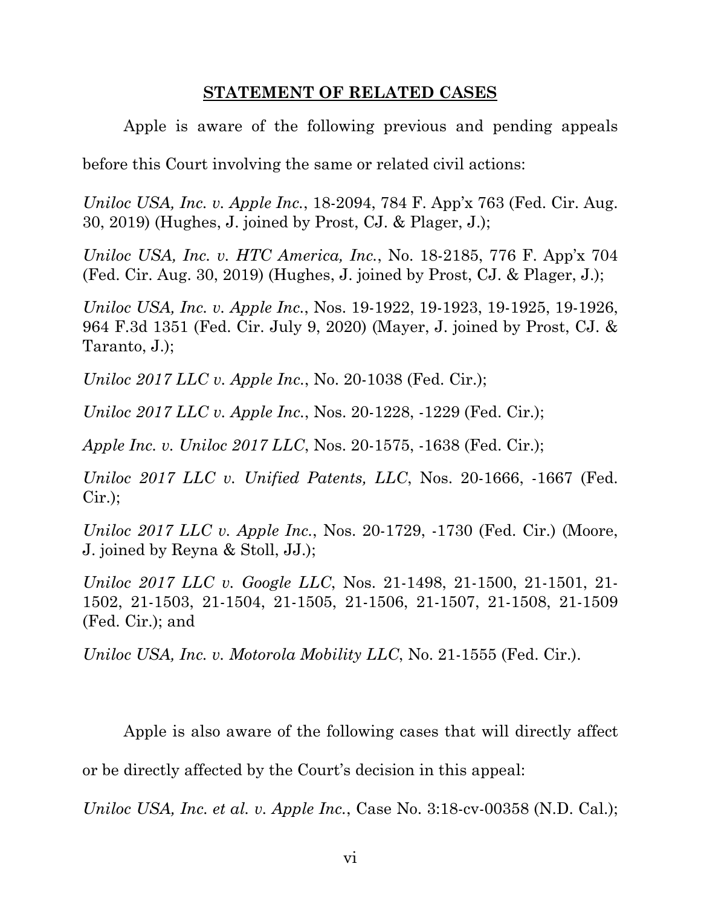## STATEMENT OF RELATED CASES

Apple is aware of the following previous and pending appeals before this Court involving the same or related civil actions:

*Uniloc USA, Inc. v. Apple Inc.*, 18-2094, 784 F. App'x 763 (Fed. Cir. Aug. 30, 2019) (Hughes, J. joined by Prost, CJ. & Plager, J.);

*Uniloc USA, Inc. v. HTC America, Inc.*, No. 18-2185, 776 F. App'x 704 (Fed. Cir. Aug. 30, 2019) (Hughes, J. joined by Prost, CJ. & Plager, J.);

*Uniloc USA, Inc. v. Apple Inc.*, Nos. 19-1922, 19-1923, 19-1925, 19-1926, 964 F.3d 1351 (Fed. Cir. July 9, 2020) (Mayer, J. joined by Prost, CJ. & Taranto, J.);

*Uniloc 2017 LLC v. Apple Inc.*, No. 20-1038 (Fed. Cir.);

*Uniloc 2017 LLC v. Apple Inc.*, Nos. 20-1228, -1229 (Fed. Cir.);

*Apple Inc. v. Uniloc 2017 LLC*, Nos. 20-1575, -1638 (Fed. Cir.);

*Uniloc 2017 LLC v. Unified Patents, LLC*, Nos. 20-1666, -1667 (Fed. Cir.);

*Uniloc 2017 LLC v. Apple Inc.*, Nos. 20-1729, -1730 (Fed. Cir.) (Moore, J. joined by Reyna & Stoll, JJ.);

*Uniloc 2017 LLC v. Google LLC*, Nos. 21-1498, 21-1500, 21-1501, 21-1502, 21-1503, 21-1504, 21-1505, 21-1506, 21-1507, 21-1508, 21-1509 (Fed. Cir.); and

*Uniloc USA, Inc. v. Motorola Mobility LLC*, No. 21-1555 (Fed. Cir.).

Apple is also aware of the following cases that will directly affect or be directly affected by the Court's decision in this appeal:

*Uniloc USA, Inc. et al. v. Apple Inc.*, Case No. 3:18-cv-00358 (N.D. Cal.);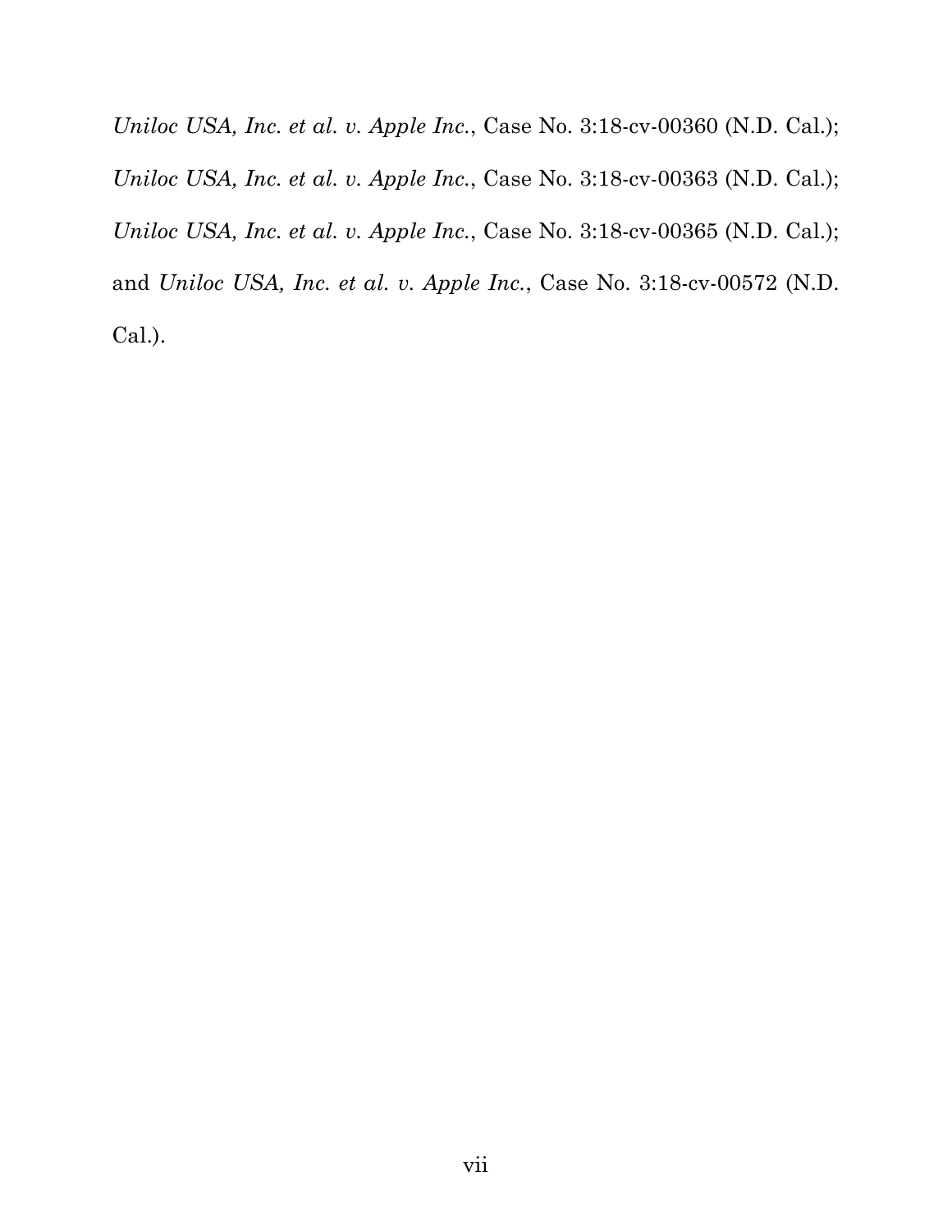*Uniloc USA, Inc. et al. v. Apple Inc.*, Case No. 3:18-cv-00360 (N.D. Cal.); *Uniloc USA, Inc. et al. v. Apple Inc.*, Case No. 3:18-cv-00363 (N.D. Cal.); *Uniloc USA, Inc. et al. v. Apple Inc.*, Case No. 3:18-cv-00365 (N.D. Cal.); and *Uniloc USA, Inc. et al. v. Apple Inc.*, Case No. 3:18-cv-00572 (N.D. Cal.).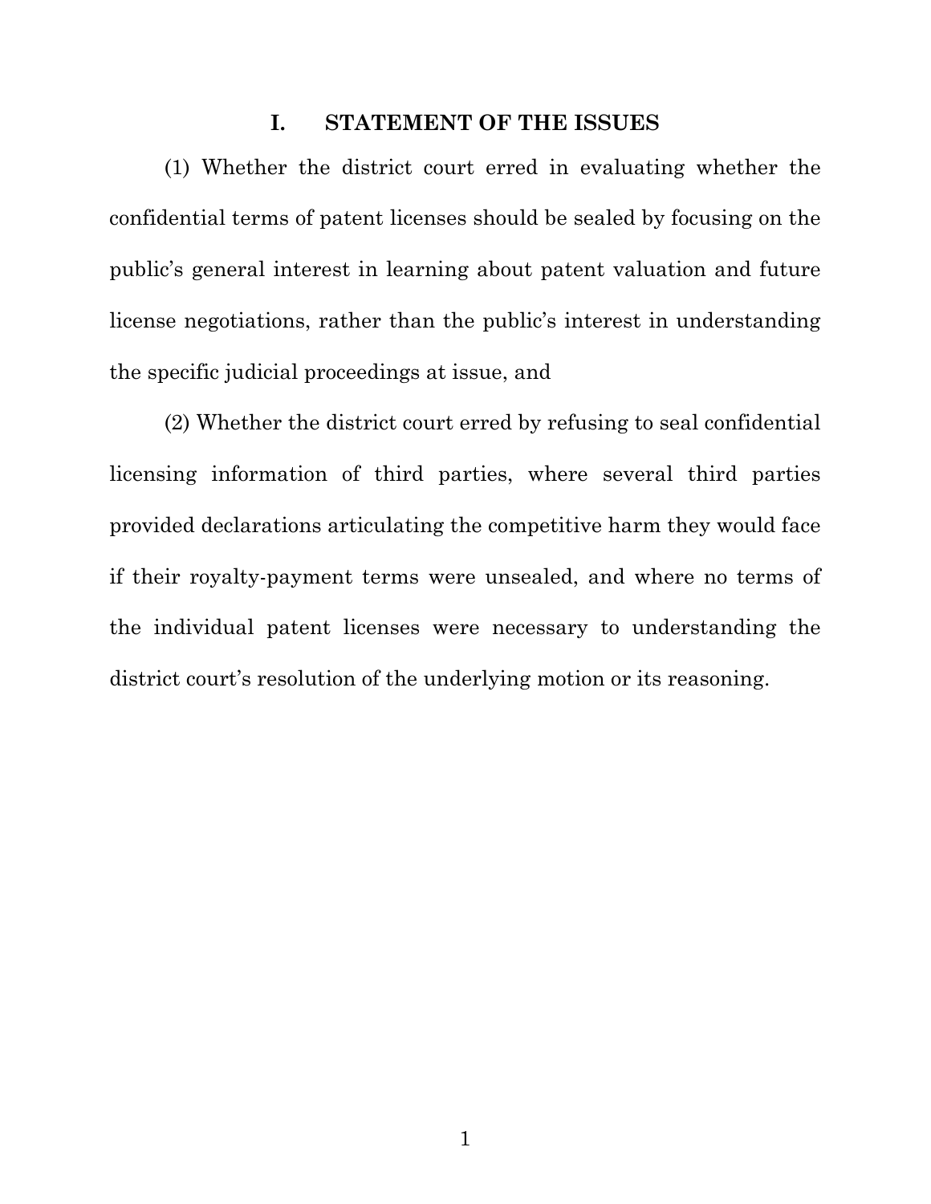# I. STATEMENT OF THE ISSUES

(1) Whether the district court erred in evaluating whether the confidential terms of patent licenses should be sealed by focusing on the public's general interest in learning about patent valuation and future license negotiations, rather than the public's interest in understanding the specific judicial proceedings at issue, and

(2) Whether the district court erred by refusing to seal confidential licensing information of third parties, where several third parties provided declarations articulating the competitive harm they would face if their royalty-payment terms were unsealed, and where no terms of the individual patent licenses were necessary to understanding the district court's resolution of the underlying motion or its reasoning.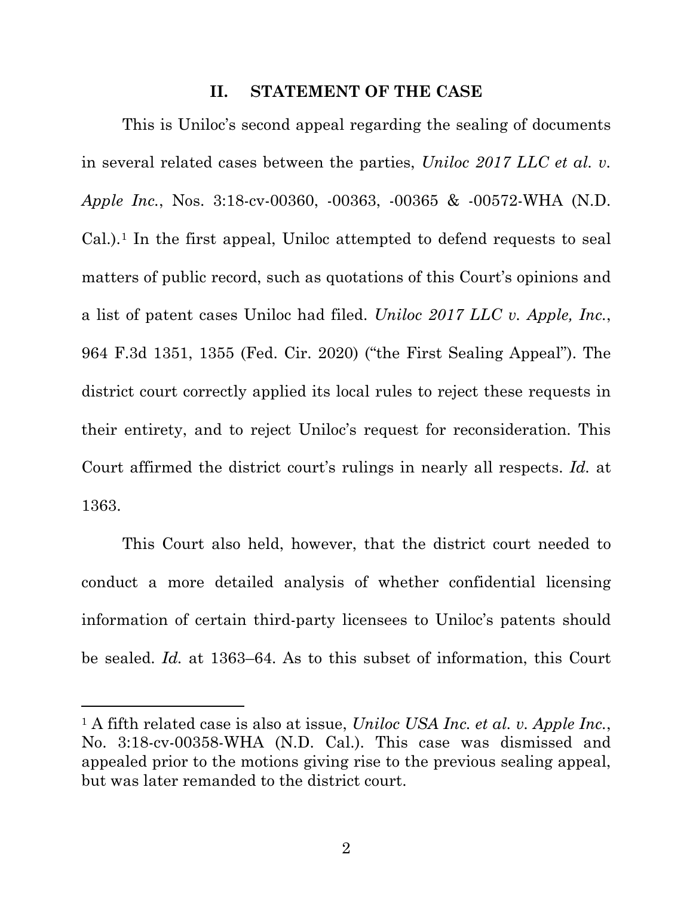## II. STATEMENT OF THE CASE

This is Uniloc's second appeal regarding the sealing of documents in several related cases between the parties, *Uniloc 2017 LLC et al. v. Apple Inc.*, Nos. 3:18-cv-00360, -00363, -00365 & -00572-WHA (N.D. Cal.).[1] In the first appeal, Uniloc attempted to defend requests to seal matters of public record, such as quotations of this Court's opinions and a list of patent cases Uniloc had filed. *Uniloc 2017 LLC v. Apple, Inc.*, 964 F.3d 1351, 1355 (Fed. Cir. 2020) ("the First Sealing Appeal"). The district court correctly applied its local rules to reject these requests in their entirety, and to reject Uniloc's request for reconsideration. This Court affirmed the district court's rulings in nearly all respects. *Id.* at 1363.

This Court also held, however, that the district court needed to conduct a more detailed analysis of whether confidential licensing information of certain third-party licensees to Uniloc's patents should be sealed. *Id.* at 1363–64. As to this subset of information, this Court

[1] A fifth related case is also at issue, *Uniloc USA Inc. et al. v. Apple Inc.*, No. 3:18-cv-00358-WHA (N.D. Cal.). This case was dismissed and appealed prior to the motions giving rise to the previous sealing appeal, but was later remanded to the district court.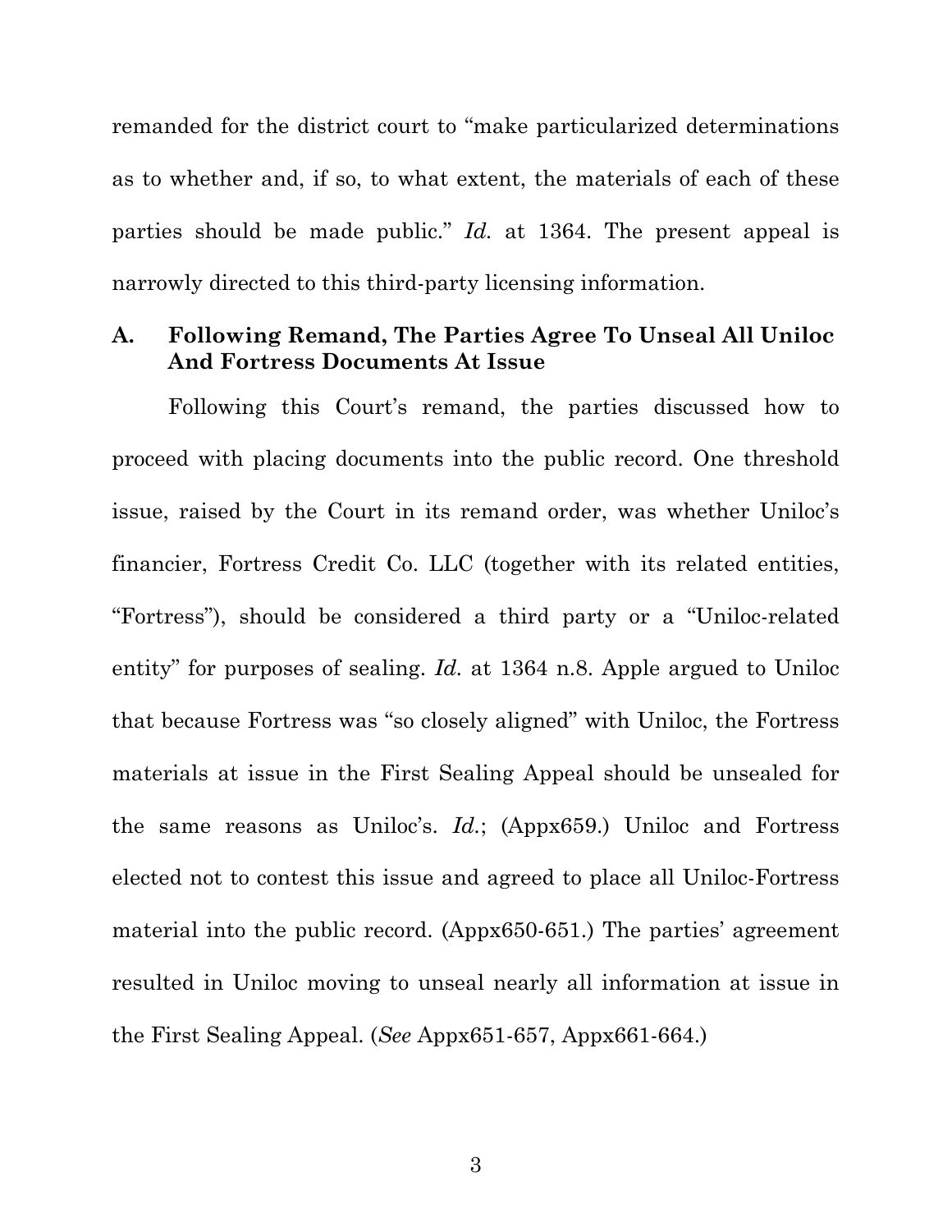remanded for the district court to "make particularized determinations as to whether and, if so, to what extent, the materials of each of these parties should be made public." *Id.* at 1364. The present appeal is narrowly directed to this third-party licensing information.

### A. Following Remand, The Parties Agree To Unseal All Uniloc And Fortress Documents At Issue

Following this Court's remand, the parties discussed how to proceed with placing documents into the public record. One threshold issue, raised by the Court in its remand order, was whether Uniloc's financier, Fortress Credit Co. LLC (together with its related entities, "Fortress"), should be considered a third party or a "Uniloc-related entity" for purposes of sealing. *Id.* at 1364 n.8. Apple argued to Uniloc that because Fortress was "so closely aligned" with Uniloc, the Fortress materials at issue in the First Sealing Appeal should be unsealed for the same reasons as Uniloc's. *Id.*; (Appx659.) Uniloc and Fortress elected not to contest this issue and agreed to place all Uniloc-Fortress material into the public record. (Appx650-651.) The parties' agreement resulted in Uniloc moving to unseal nearly all information at issue in the First Sealing Appeal. (*See* Appx651-657, Appx661-664.)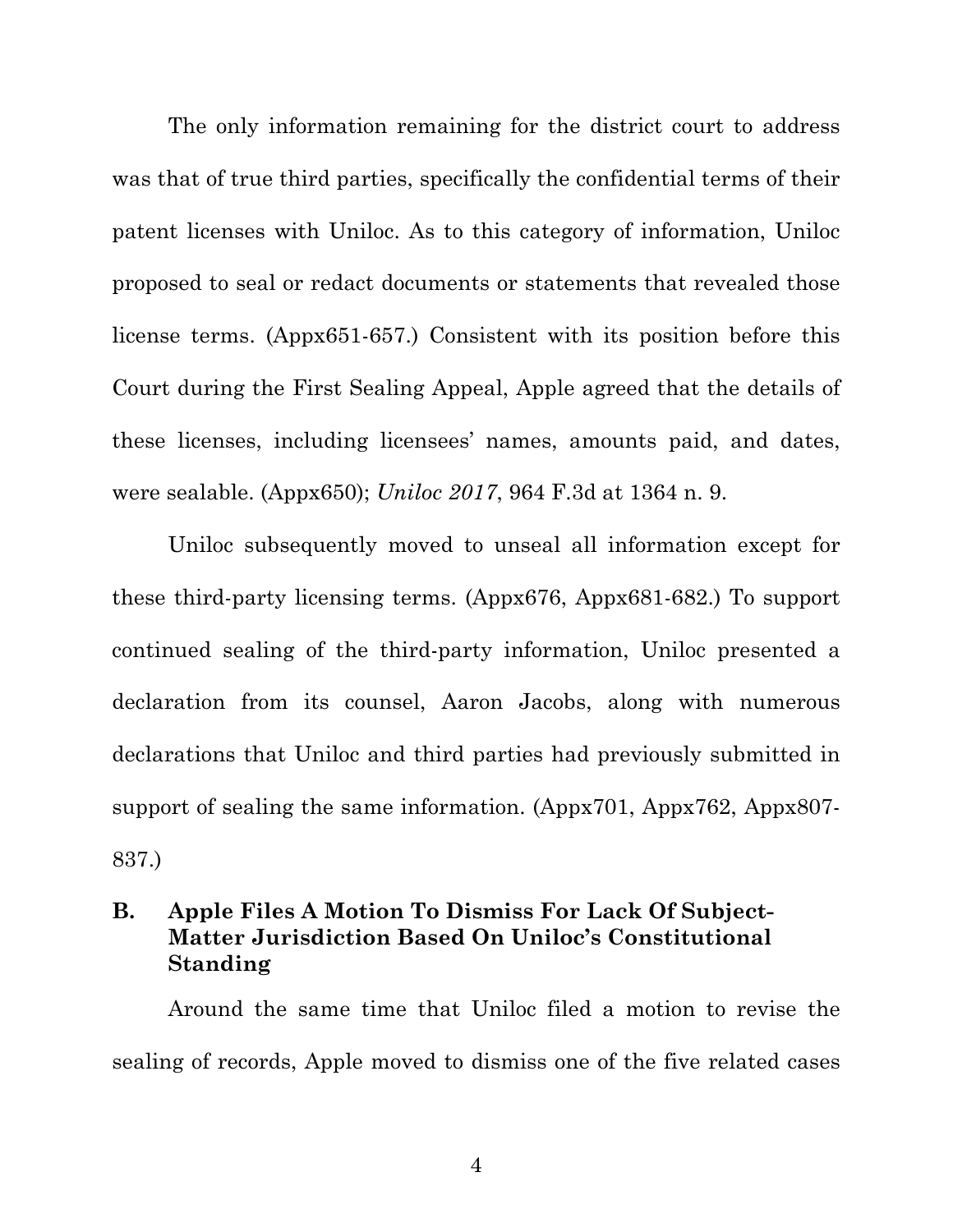The only information remaining for the district court to address was that of true third parties, specifically the confidential terms of their patent licenses with Uniloc. As to this category of information, Uniloc proposed to seal or redact documents or statements that revealed those license terms. (Appx651-657.) Consistent with its position before this Court during the First Sealing Appeal, Apple agreed that the details of these licenses, including licensees' names, amounts paid, and dates, were sealable. (Appx650); *Uniloc 2017*, 964 F.3d at 1364 n. 9.

Uniloc subsequently moved to unseal all information except for these third-party licensing terms. (Appx676, Appx681-682.) To support continued sealing of the third-party information, Uniloc presented a declaration from its counsel, Aaron Jacobs, along with numerous declarations that Uniloc and third parties had previously submitted in support of sealing the same information. (Appx701, Appx762, Appx807-837.)

### B. Apple Files A Motion To Dismiss For Lack Of Subject-Matter Jurisdiction Based On Uniloc's Constitutional Standing

Around the same time that Uniloc filed a motion to revise the sealing of records, Apple moved to dismiss one of the five related cases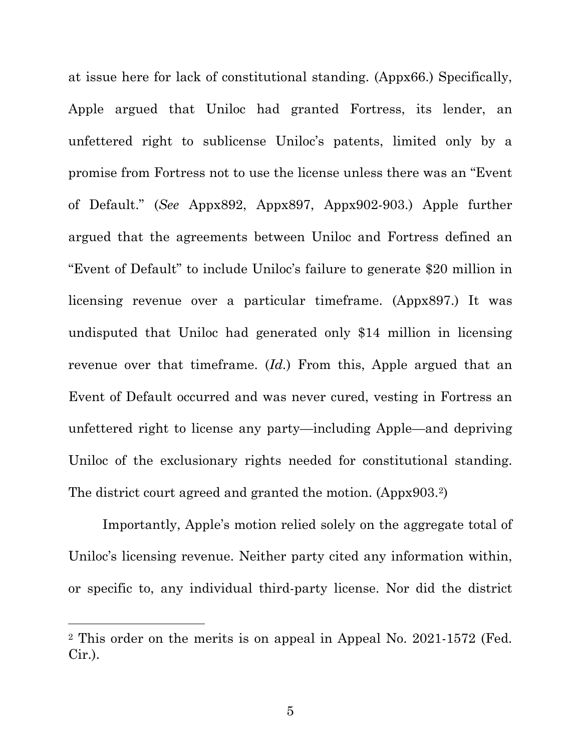at issue here for lack of constitutional standing. (Appx66.) Specifically, Apple argued that Uniloc had granted Fortress, its lender, an unfettered right to sublicense Uniloc's patents, limited only by a promise from Fortress not to use the license unless there was an "Event of Default." (*See* Appx892, Appx897, Appx902-903.) Apple further argued that the agreements between Uniloc and Fortress defined an "Event of Default" to include Uniloc's failure to generate $20 million in licensing revenue over a particular timeframe. (Appx897.) It was undisputed that Uniloc had generated only $14 million in licensing revenue over that timeframe. (*Id.*) From this, Apple argued that an Event of Default occurred and was never cured, vesting in Fortress an unfettered right to license any party—including Apple—and depriving Uniloc of the exclusionary rights needed for constitutional standing. The district court agreed and granted the motion. (Appx903.[2])

Importantly, Apple's motion relied solely on the aggregate total of Uniloc's licensing revenue. Neither party cited any information within, or specific to, any individual third-party license. Nor did the district

[2] This order on the merits is on appeal in Appeal No. 2021-1572 (Fed. Cir.).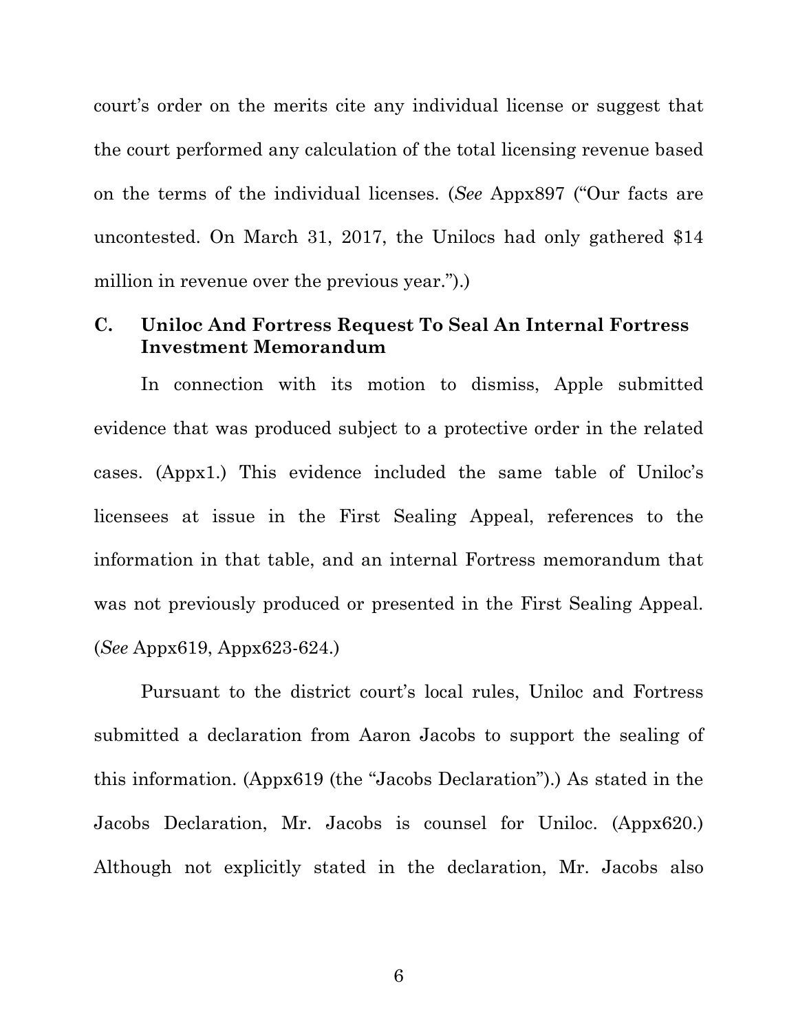court's order on the merits cite any individual license or suggest that the court performed any calculation of the total licensing revenue based on the terms of the individual licenses. (*See* Appx897 ("Our facts are uncontested. On March 31, 2017, the Unilocs had only gathered $14 million in revenue over the previous year.").)

### C. Uniloc And Fortress Request To Seal An Internal Fortress Investment Memorandum

In connection with its motion to dismiss, Apple submitted evidence that was produced subject to a protective order in the related cases. (Appx1.) This evidence included the same table of Uniloc's licensees at issue in the First Sealing Appeal, references to the information in that table, and an internal Fortress memorandum that was not previously produced or presented in the First Sealing Appeal. (*See* Appx619, Appx623-624.)

Pursuant to the district court's local rules, Uniloc and Fortress submitted a declaration from Aaron Jacobs to support the sealing of this information. (Appx619 (the "Jacobs Declaration").) As stated in the Jacobs Declaration, Mr. Jacobs is counsel for Uniloc. (Appx620.) Although not explicitly stated in the declaration, Mr. Jacobs also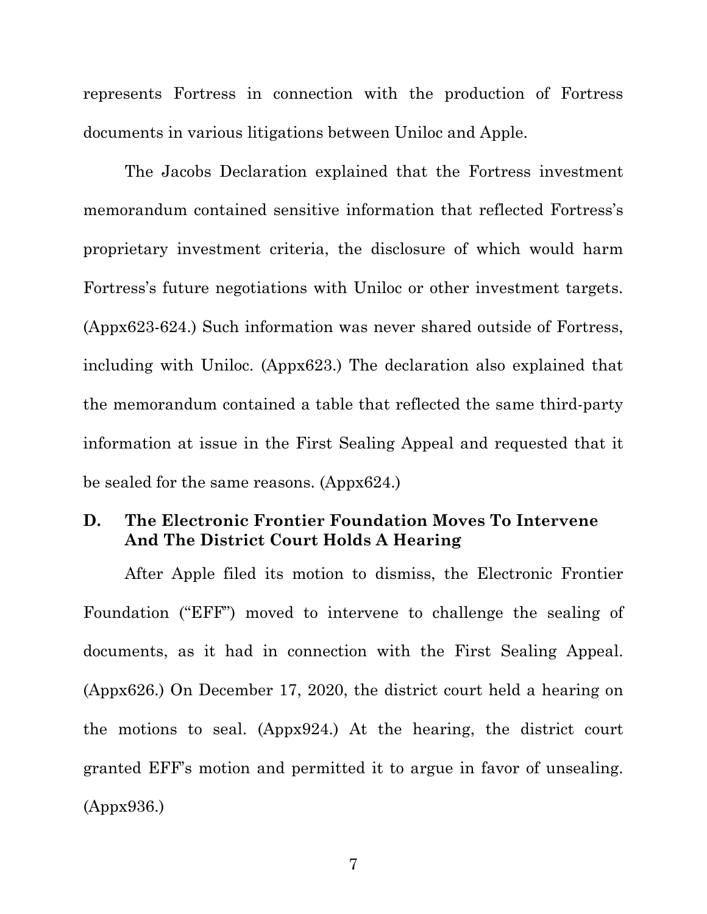represents Fortress in connection with the production of Fortress documents in various litigations between Uniloc and Apple.

The Jacobs Declaration explained that the Fortress investment memorandum contained sensitive information that reflected Fortress's proprietary investment criteria, the disclosure of which would harm Fortress's future negotiations with Uniloc or other investment targets. (Appx623-624.) Such information was never shared outside of Fortress, including with Uniloc. (Appx623.) The declaration also explained that the memorandum contained a table that reflected the same third-party information at issue in the First Sealing Appeal and requested that it be sealed for the same reasons. (Appx624.)

### D. The Electronic Frontier Foundation Moves To Intervene And The District Court Holds A Hearing

After Apple filed its motion to dismiss, the Electronic Frontier Foundation ("EFF") moved to intervene to challenge the sealing of documents, as it had in connection with the First Sealing Appeal. (Appx626.) On December 17, 2020, the district court held a hearing on the motions to seal. (Appx924.) At the hearing, the district court granted EFF's motion and permitted it to argue in favor of unsealing. (Appx936.)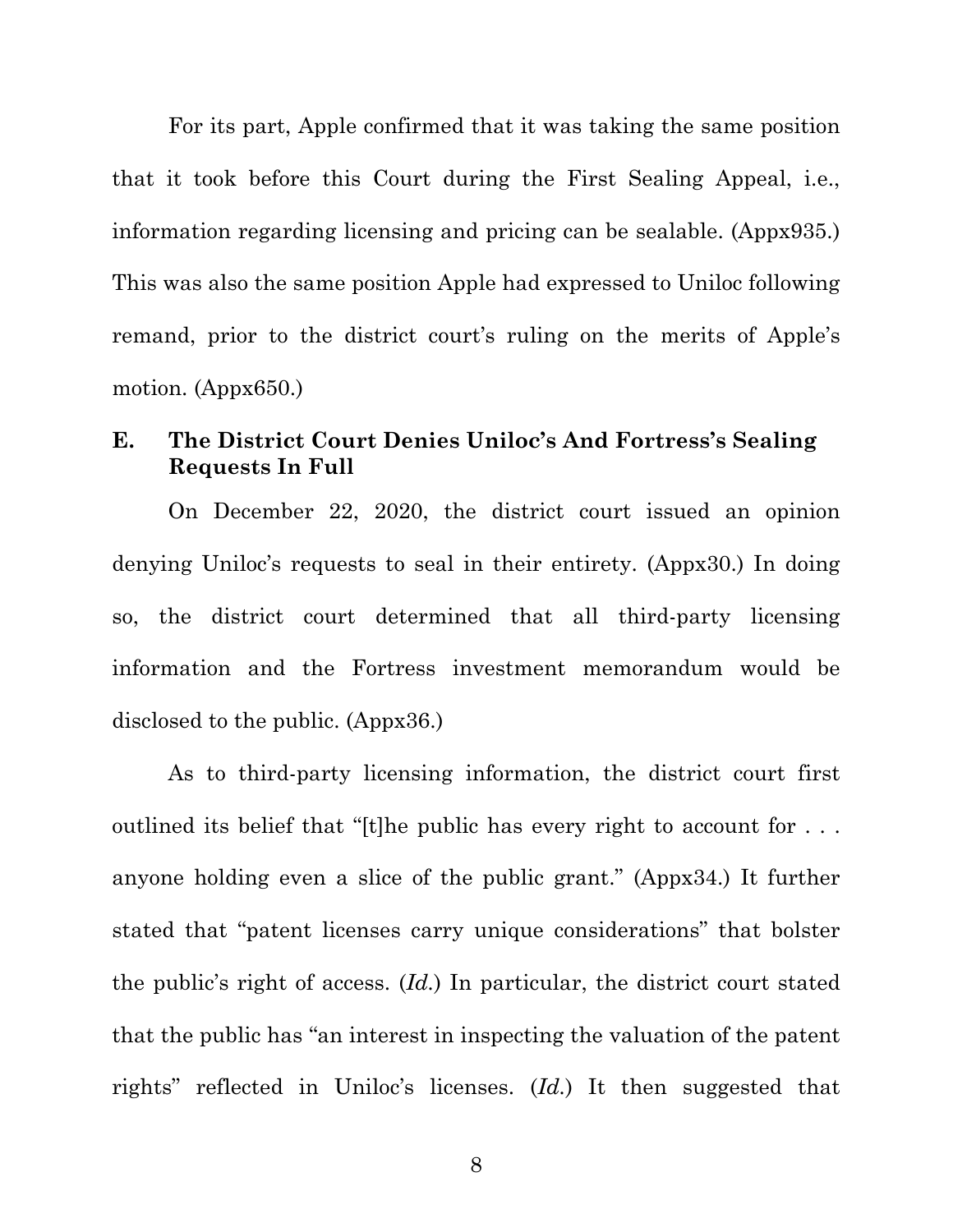For its part, Apple confirmed that it was taking the same position that it took before this Court during the First Sealing Appeal, i.e., information regarding licensing and pricing can be sealable. (Appx935.) This was also the same position Apple had expressed to Uniloc following remand, prior to the district court's ruling on the merits of Apple's motion. (Appx650.)

### E. The District Court Denies Uniloc's And Fortress's Sealing Requests In Full

On December 22, 2020, the district court issued an opinion denying Uniloc's requests to seal in their entirety. (Appx30.) In doing so, the district court determined that all third-party licensing information and the Fortress investment memorandum would be disclosed to the public. (Appx36.)

As to third-party licensing information, the district court first outlined its belief that "[t]he public has every right to account for . . . anyone holding even a slice of the public grant." (Appx34.) It further stated that "patent licenses carry unique considerations" that bolster the public's right of access. (*Id.*) In particular, the district court stated that the public has "an interest in inspecting the valuation of the patent rights" reflected in Uniloc's licenses. (*Id.*) It then suggested that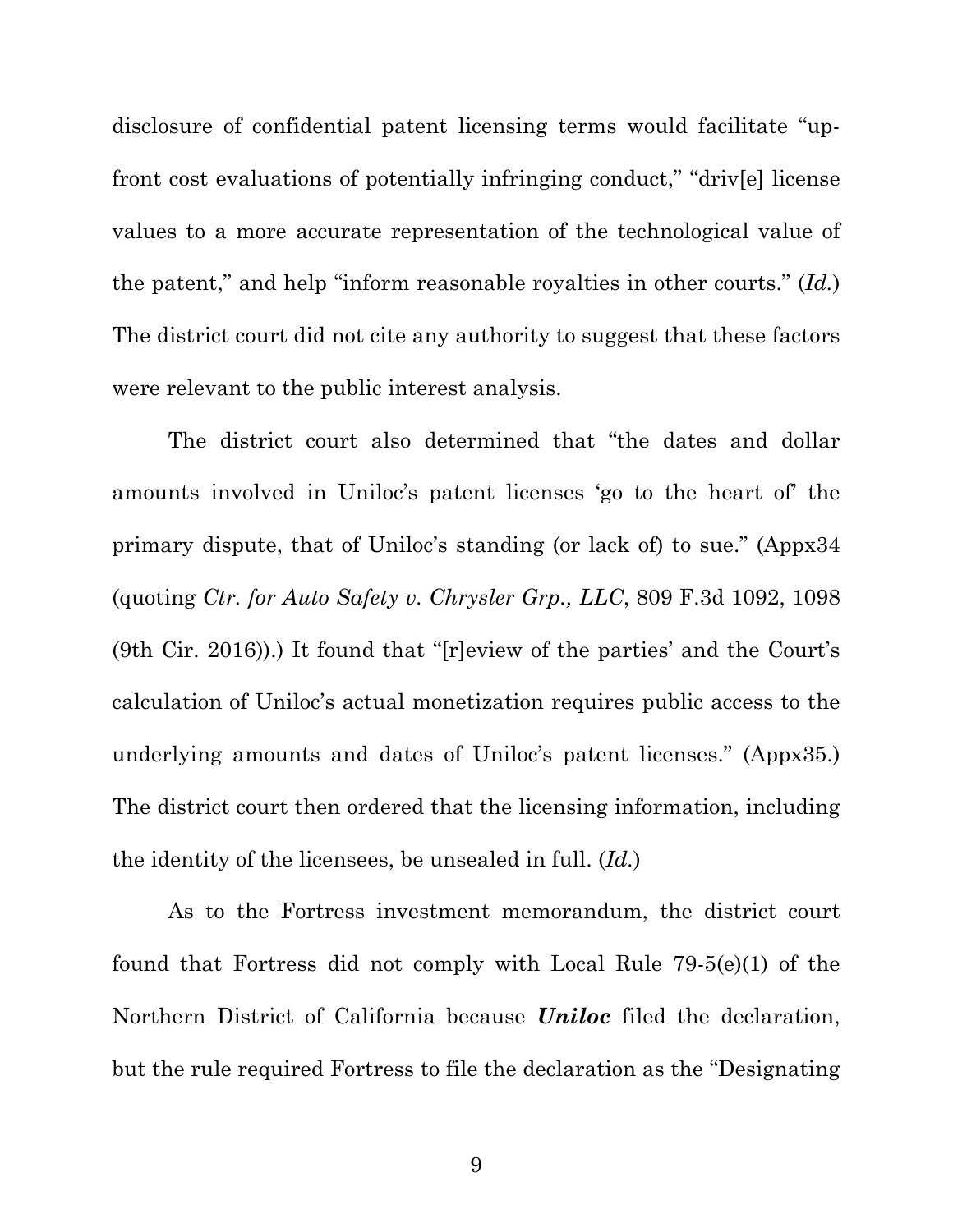disclosure of confidential patent licensing terms would facilitate "up-front cost evaluations of potentially infringing conduct," "driv[e] license values to a more accurate representation of the technological value of the patent," and help "inform reasonable royalties in other courts." (*Id.*) The district court did not cite any authority to suggest that these factors were relevant to the public interest analysis.

The district court also determined that "the dates and dollar amounts involved in Uniloc's patent licenses 'go to the heart of' the primary dispute, that of Uniloc's standing (or lack of) to sue." (Appx34 (quoting *Ctr. for Auto Safety v. Chrysler Grp., LLC*, 809 F.3d 1092, 1098 (9th Cir. 2016)).) It found that "[r]eview of the parties' and the Court's calculation of Uniloc's actual monetization requires public access to the underlying amounts and dates of Uniloc's patent licenses." (Appx35.) The district court then ordered that the licensing information, including the identity of the licensees, be unsealed in full. (*Id.*)

As to the Fortress investment memorandum, the district court found that Fortress did not comply with Local Rule 79-5(e)(1) of the Northern District of California because ***Uniloc*** filed the declaration, but the rule required Fortress to file the declaration as the "Designating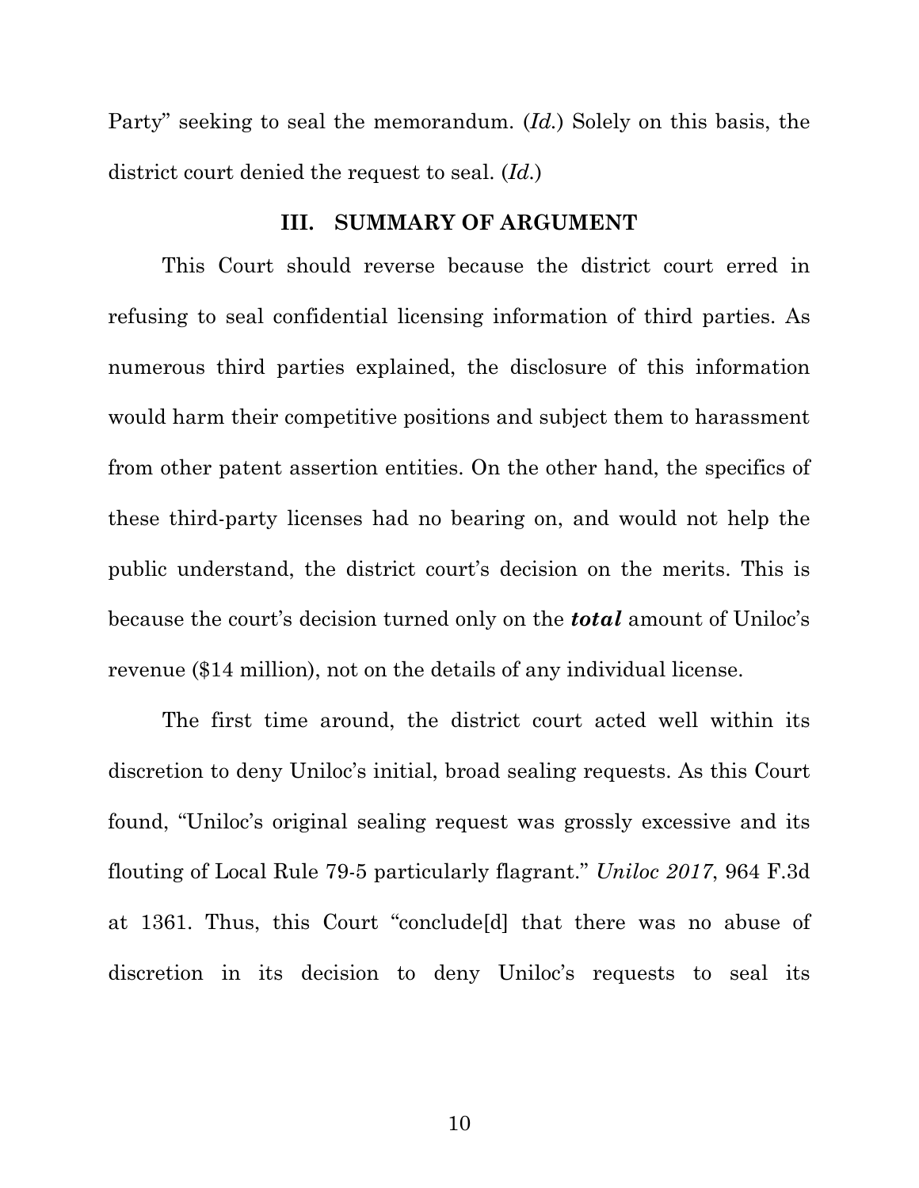Party" seeking to seal the memorandum. (*Id.*) Solely on this basis, the district court denied the request to seal. (*Id.*)

### III. SUMMARY OF ARGUMENT

This Court should reverse because the district court erred in refusing to seal confidential licensing information of third parties. As numerous third parties explained, the disclosure of this information would harm their competitive positions and subject them to harassment from other patent assertion entities. On the other hand, the specifics of these third-party licenses had no bearing on, and would not help the public understand, the district court's decision on the merits. This is because the court's decision turned only on the ***total*** amount of Uniloc's revenue ($14 million), not on the details of any individual license.

The first time around, the district court acted well within its discretion to deny Uniloc's initial, broad sealing requests. As this Court found, "Uniloc's original sealing request was grossly excessive and its flouting of Local Rule 79-5 particularly flagrant." *Uniloc 2017*, 964 F.3d at 1361. Thus, this Court "conclude[d] that there was no abuse of discretion in its decision to deny Uniloc's requests to seal its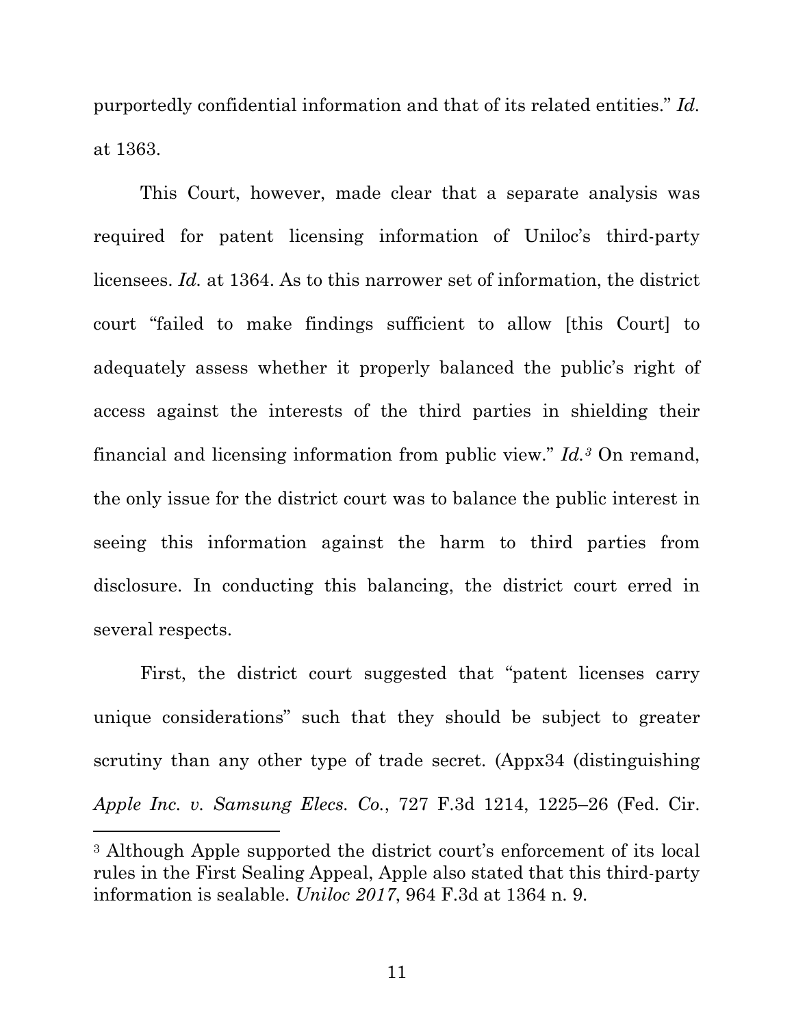purportedly confidential information and that of its related entities." *Id.* at 1363.

This Court, however, made clear that a separate analysis was required for patent licensing information of Uniloc's third-party licensees. *Id.* at 1364. As to this narrower set of information, the district court "failed to make findings sufficient to allow [this Court] to adequately assess whether it properly balanced the public's right of access against the interests of the third parties in shielding their financial and licensing information from public view." *Id.*[3] On remand, the only issue for the district court was to balance the public interest in seeing this information against the harm to third parties from disclosure. In conducting this balancing, the district court erred in several respects.

First, the district court suggested that "patent licenses carry unique considerations" such that they should be subject to greater scrutiny than any other type of trade secret. (Appx34 (distinguishing *Apple Inc. v. Samsung Elecs. Co.*, 727 F.3d 1214, 1225–26 (Fed. Cir.

---

[3] Although Apple supported the district court's enforcement of its local rules in the First Sealing Appeal, Apple also stated that this third-party information is sealable. *Uniloc 2017*, 964 F.3d at 1364 n. 9.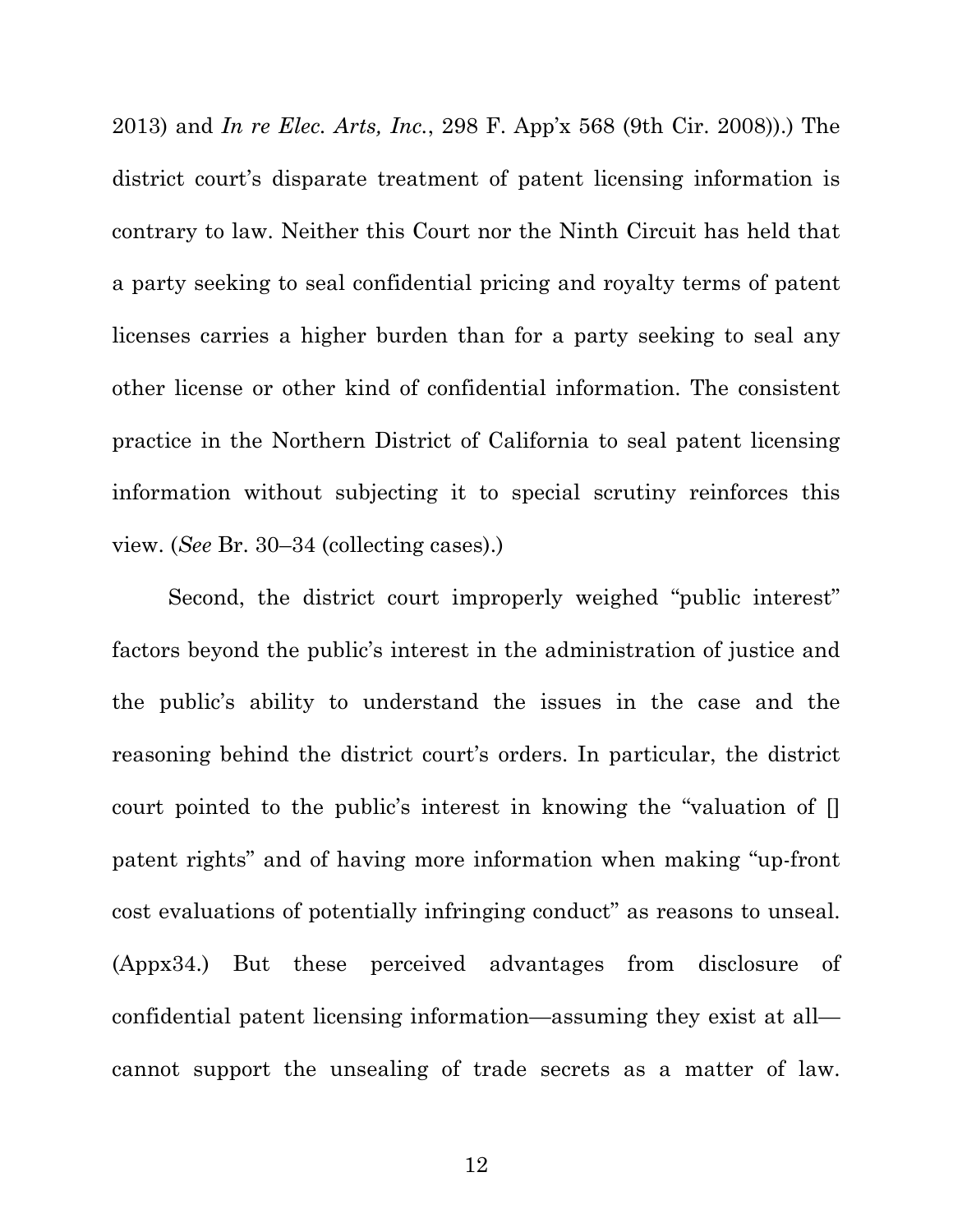2013) and *In re Elec. Arts, Inc.*, 298 F. App'x 568 (9th Cir. 2008)).) The district court's disparate treatment of patent licensing information is contrary to law. Neither this Court nor the Ninth Circuit has held that a party seeking to seal confidential pricing and royalty terms of patent licenses carries a higher burden than for a party seeking to seal any other license or other kind of confidential information. The consistent practice in the Northern District of California to seal patent licensing information without subjecting it to special scrutiny reinforces this view. (*See* Br. 30–34 (collecting cases).)

Second, the district court improperly weighed "public interest" factors beyond the public's interest in the administration of justice and the public's ability to understand the issues in the case and the reasoning behind the district court's orders. In particular, the district court pointed to the public's interest in knowing the "valuation of [] patent rights" and of having more information when making "up-front cost evaluations of potentially infringing conduct" as reasons to unseal. (Appx34.) But these perceived advantages from disclosure of confidential patent licensing information—assuming they exist at all—cannot support the unsealing of trade secrets as a matter of law.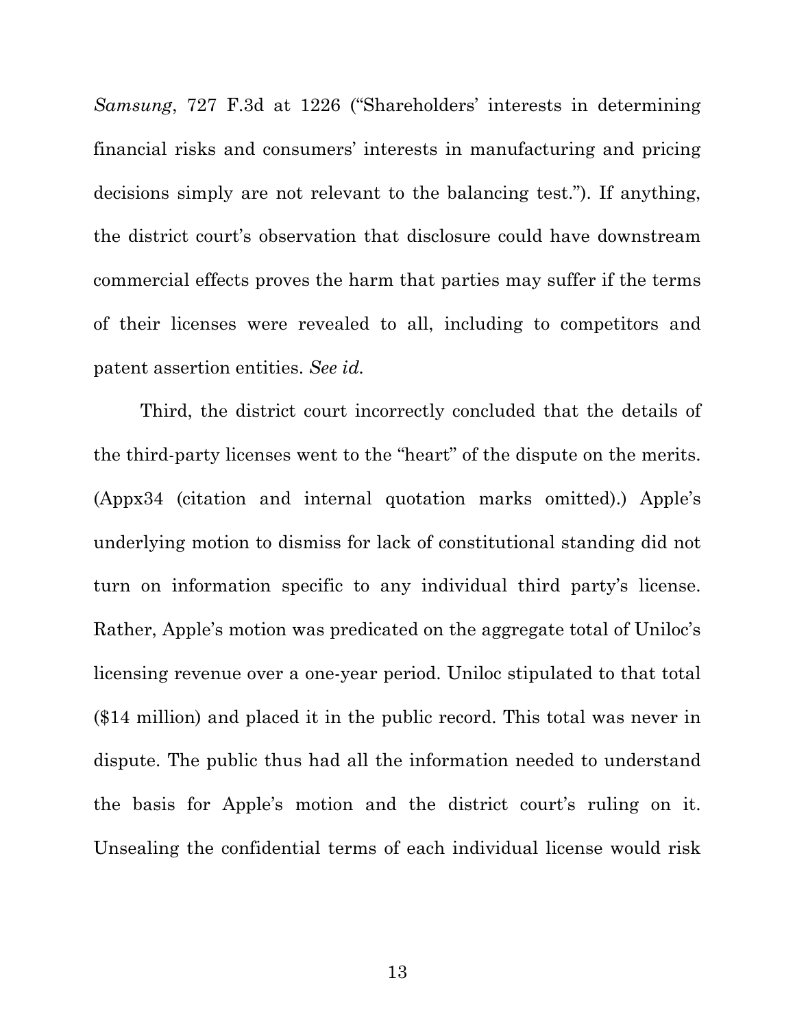*Samsung*, 727 F.3d at 1226 ("Shareholders' interests in determining financial risks and consumers' interests in manufacturing and pricing decisions simply are not relevant to the balancing test."). If anything, the district court's observation that disclosure could have downstream commercial effects proves the harm that parties may suffer if the terms of their licenses were revealed to all, including to competitors and patent assertion entities. *See id.*

Third, the district court incorrectly concluded that the details of the third-party licenses went to the "heart" of the dispute on the merits. (Appx34 (citation and internal quotation marks omitted).) Apple's underlying motion to dismiss for lack of constitutional standing did not turn on information specific to any individual third party's license. Rather, Apple's motion was predicated on the aggregate total of Uniloc's licensing revenue over a one-year period. Uniloc stipulated to that total ($14 million) and placed it in the public record. This total was never in dispute. The public thus had all the information needed to understand the basis for Apple's motion and the district court's ruling on it. Unsealing the confidential terms of each individual license would risk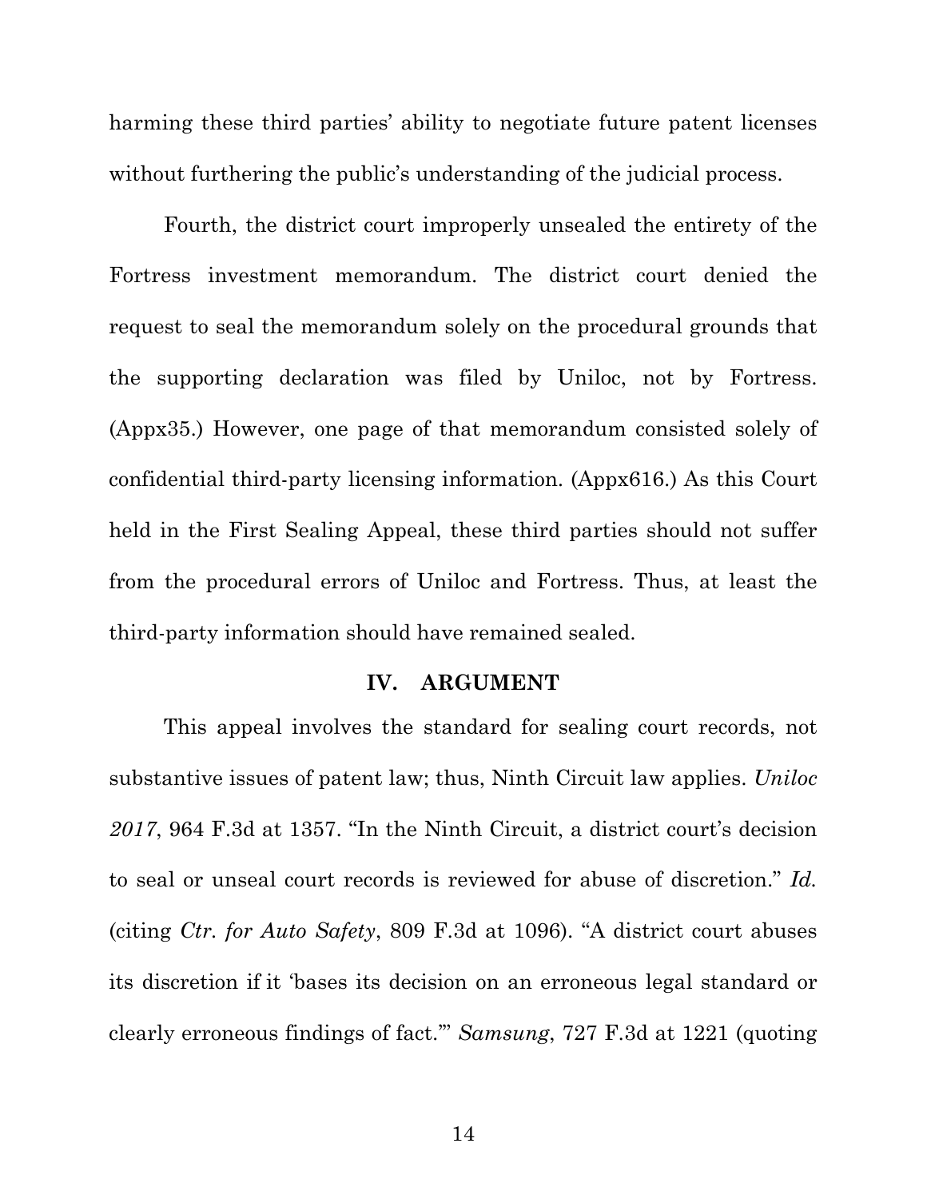harming these third parties' ability to negotiate future patent licenses without furthering the public's understanding of the judicial process.

Fourth, the district court improperly unsealed the entirety of the Fortress investment memorandum. The district court denied the request to seal the memorandum solely on the procedural grounds that the supporting declaration was filed by Uniloc, not by Fortress. (Appx35.) However, one page of that memorandum consisted solely of confidential third-party licensing information. (Appx616.) As this Court held in the First Sealing Appeal, these third parties should not suffer from the procedural errors of Uniloc and Fortress. Thus, at least the third-party information should have remained sealed.

## IV. ARGUMENT

This appeal involves the standard for sealing court records, not substantive issues of patent law; thus, Ninth Circuit law applies. *Uniloc 2017*, 964 F.3d at 1357. "In the Ninth Circuit, a district court's decision to seal or unseal court records is reviewed for abuse of discretion." *Id.* (citing *Ctr. for Auto Safety*, 809 F.3d at 1096). "A district court abuses its discretion if it 'bases its decision on an erroneous legal standard or clearly erroneous findings of fact.'" *Samsung*, 727 F.3d at 1221 (quoting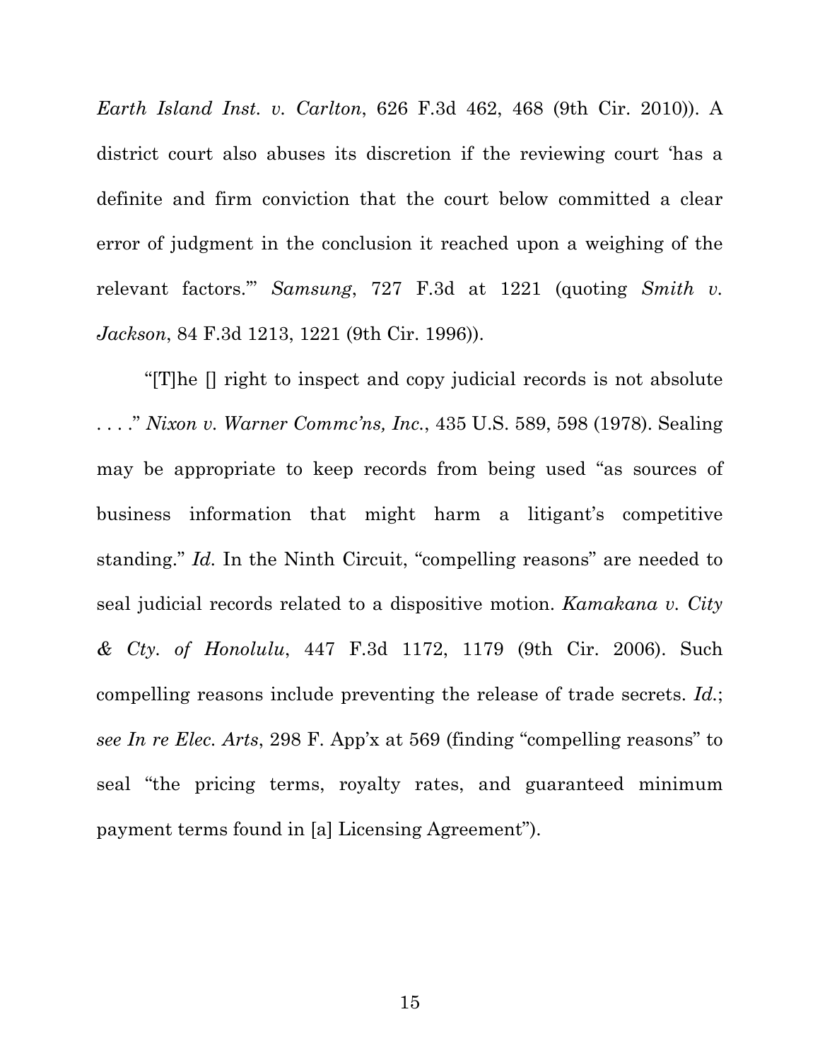*Earth Island Inst. v. Carlton*, 626 F.3d 462, 468 (9th Cir. 2010)). A district court also abuses its discretion if the reviewing court 'has a definite and firm conviction that the court below committed a clear error of judgment in the conclusion it reached upon a weighing of the relevant factors.'" *Samsung*, 727 F.3d at 1221 (quoting *Smith v. Jackson*, 84 F.3d 1213, 1221 (9th Cir. 1996)).

"[T]he [] right to inspect and copy judicial records is not absolute . . . ." *Nixon v. Warner Commc'ns, Inc.*, 435 U.S. 589, 598 (1978). Sealing may be appropriate to keep records from being used "as sources of business information that might harm a litigant's competitive standing." *Id.* In the Ninth Circuit, "compelling reasons" are needed to seal judicial records related to a dispositive motion. *Kamakana v. City & Cty. of Honolulu*, 447 F.3d 1172, 1179 (9th Cir. 2006). Such compelling reasons include preventing the release of trade secrets. *Id.*; *see In re Elec. Arts*, 298 F. App'x at 569 (finding "compelling reasons" to seal "the pricing terms, royalty rates, and guaranteed minimum payment terms found in [a] Licensing Agreement").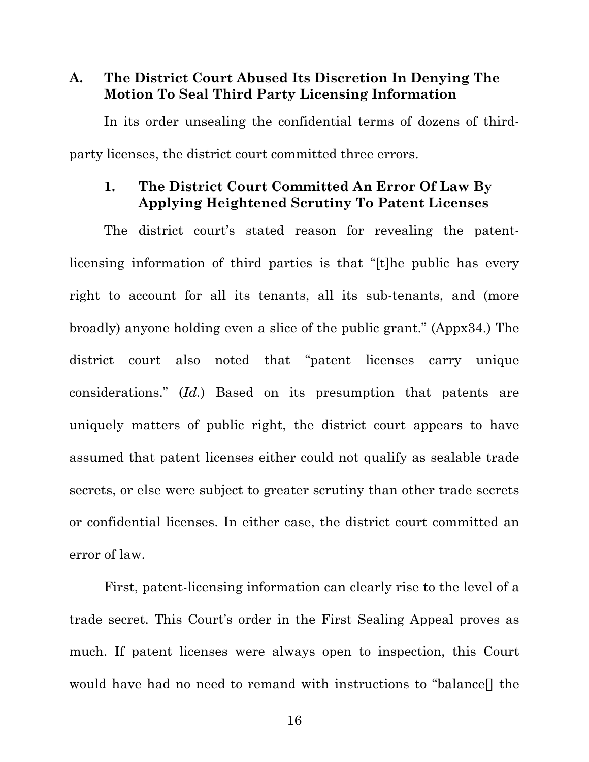### A. The District Court Abused Its Discretion In Denying The Motion To Seal Third Party Licensing Information

In its order unsealing the confidential terms of dozens of third-party licenses, the district court committed three errors.

#### 1. The District Court Committed An Error Of Law By Applying Heightened Scrutiny To Patent Licenses

The district court's stated reason for revealing the patent-licensing information of third parties is that "[t]he public has every right to account for all its tenants, all its sub-tenants, and (more broadly) anyone holding even a slice of the public grant." (Appx34.) The district court also noted that "patent licenses carry unique considerations." (*Id.*) Based on its presumption that patents are uniquely matters of public right, the district court appears to have assumed that patent licenses either could not qualify as sealable trade secrets, or else were subject to greater scrutiny than other trade secrets or confidential licenses. In either case, the district court committed an error of law.

First, patent-licensing information can clearly rise to the level of a trade secret. This Court's order in the First Sealing Appeal proves as much. If patent licenses were always open to inspection, this Court would have had no need to remand with instructions to "balance[] the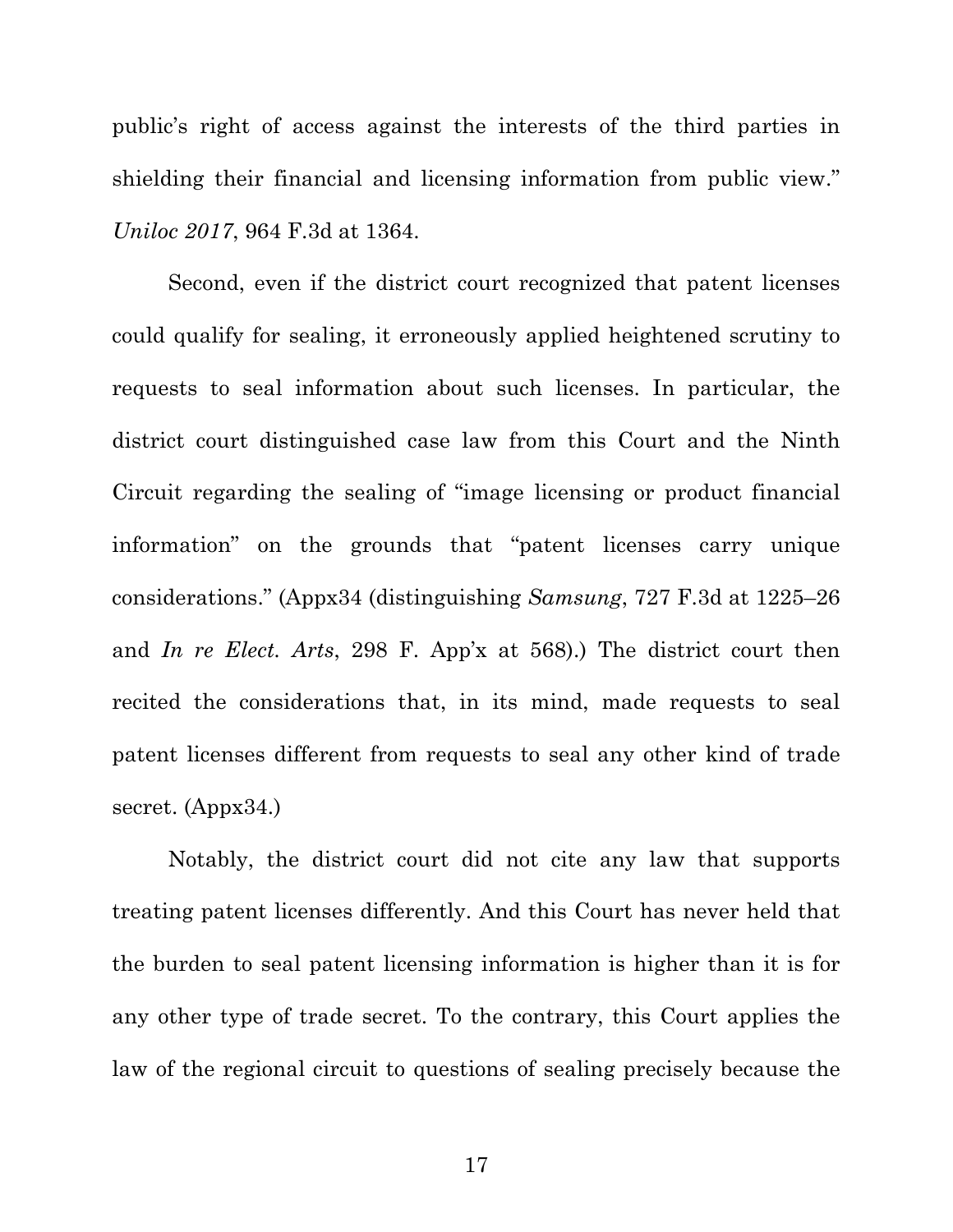public's right of access against the interests of the third parties in shielding their financial and licensing information from public view." *Uniloc 2017*, 964 F.3d at 1364.

Second, even if the district court recognized that patent licenses could qualify for sealing, it erroneously applied heightened scrutiny to requests to seal information about such licenses. In particular, the district court distinguished case law from this Court and the Ninth Circuit regarding the sealing of "image licensing or product financial information" on the grounds that "patent licenses carry unique considerations." (Appx34 (distinguishing *Samsung*, 727 F.3d at 1225–26 and *In re Elect. Arts*, 298 F. App'x at 568).) The district court then recited the considerations that, in its mind, made requests to seal patent licenses different from requests to seal any other kind of trade secret. (Appx34.)

Notably, the district court did not cite any law that supports treating patent licenses differently. And this Court has never held that the burden to seal patent licensing information is higher than it is for any other type of trade secret. To the contrary, this Court applies the law of the regional circuit to questions of sealing precisely because the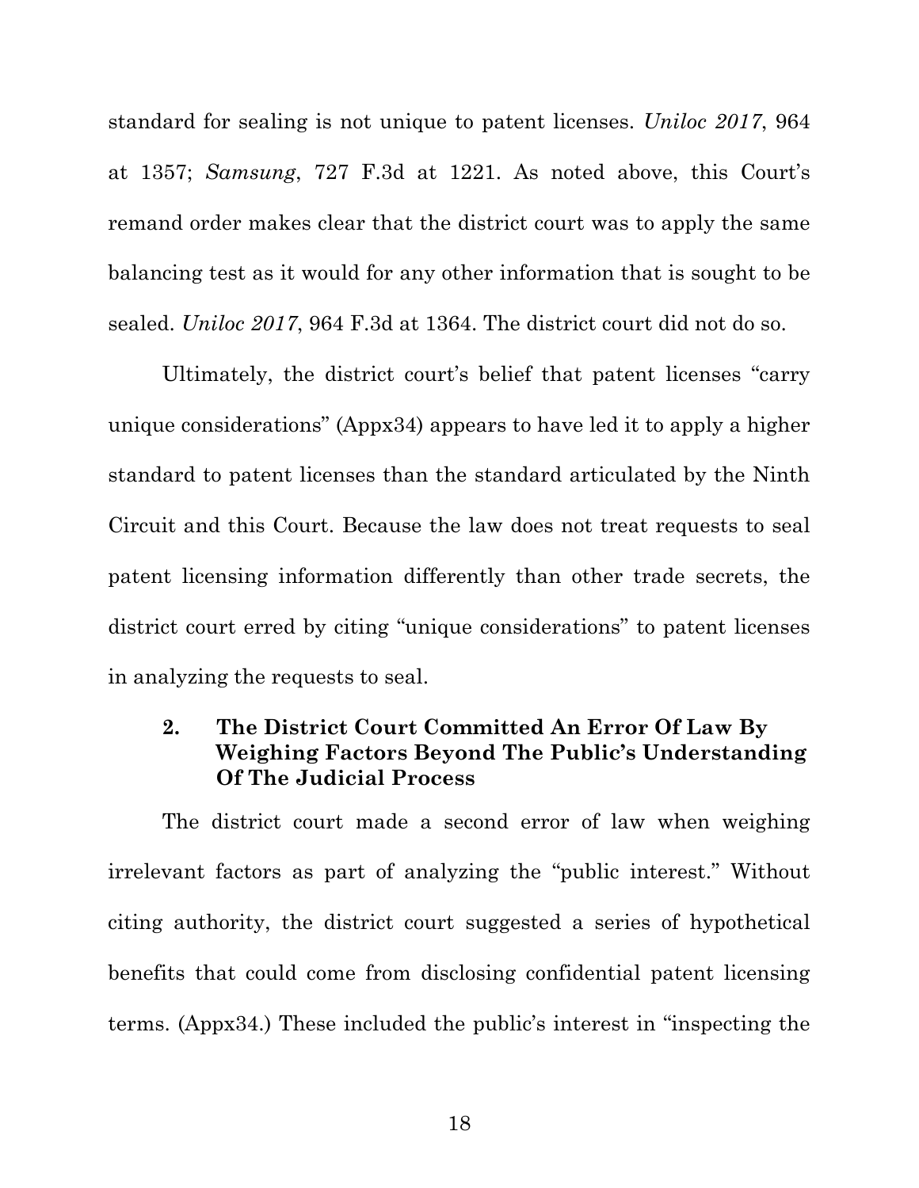standard for sealing is not unique to patent licenses. *Uniloc 2017*, 964 at 1357; *Samsung*, 727 F.3d at 1221. As noted above, this Court's remand order makes clear that the district court was to apply the same balancing test as it would for any other information that is sought to be sealed. *Uniloc 2017*, 964 F.3d at 1364. The district court did not do so.

Ultimately, the district court's belief that patent licenses "carry unique considerations" (Appx34) appears to have led it to apply a higher standard to patent licenses than the standard articulated by the Ninth Circuit and this Court. Because the law does not treat requests to seal patent licensing information differently than other trade secrets, the district court erred by citing "unique considerations" to patent licenses in analyzing the requests to seal.

### 2. The District Court Committed An Error Of Law By Weighing Factors Beyond The Public's Understanding Of The Judicial Process

The district court made a second error of law when weighing irrelevant factors as part of analyzing the "public interest." Without citing authority, the district court suggested a series of hypothetical benefits that could come from disclosing confidential patent licensing terms. (Appx34.) These included the public's interest in "inspecting the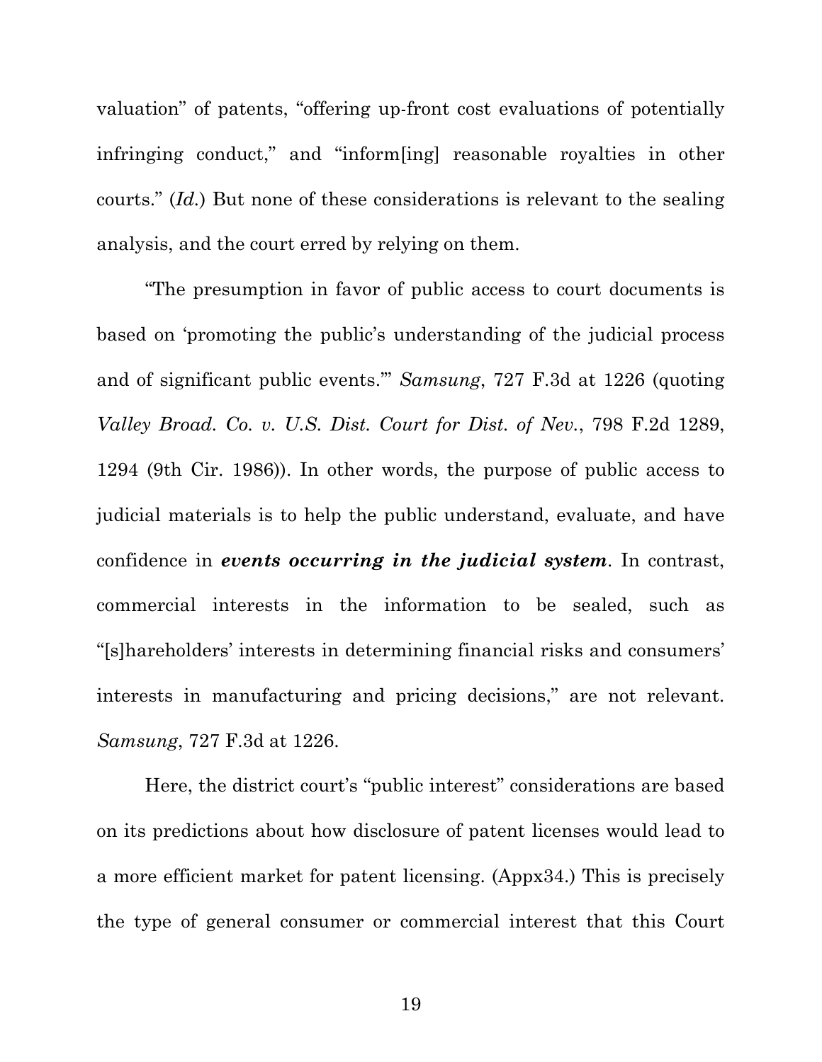valuation" of patents, "offering up-front cost evaluations of potentially infringing conduct," and "inform[ing] reasonable royalties in other courts." (*Id.*) But none of these considerations is relevant to the sealing analysis, and the court erred by relying on them.

"The presumption in favor of public access to court documents is based on 'promoting the public's understanding of the judicial process and of significant public events.'" *Samsung*, 727 F.3d at 1226 (quoting *Valley Broad. Co. v. U.S. Dist. Court for Dist. of Nev.*, 798 F.2d 1289, 1294 (9th Cir. 1986)). In other words, the purpose of public access to judicial materials is to help the public understand, evaluate, and have confidence in ***events occurring in the judicial system***. In contrast, commercial interests in the information to be sealed, such as "[s]hareholders' interests in determining financial risks and consumers' interests in manufacturing and pricing decisions," are not relevant. *Samsung*, 727 F.3d at 1226.

Here, the district court's "public interest" considerations are based on its predictions about how disclosure of patent licenses would lead to a more efficient market for patent licensing. (Appx34.) This is precisely the type of general consumer or commercial interest that this Court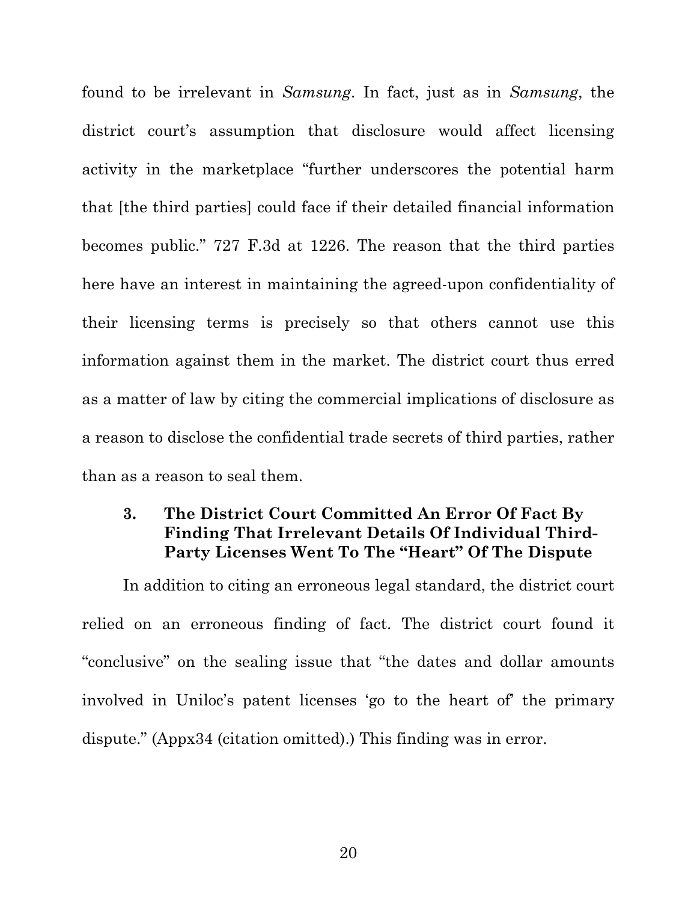found to be irrelevant in *Samsung*. In fact, just as in *Samsung*, the district court's assumption that disclosure would affect licensing activity in the marketplace "further underscores the potential harm that [the third parties] could face if their detailed financial information becomes public." 727 F.3d at 1226. The reason that the third parties here have an interest in maintaining the agreed-upon confidentiality of their licensing terms is precisely so that others cannot use this information against them in the market. The district court thus erred as a matter of law by citing the commercial implications of disclosure as a reason to disclose the confidential trade secrets of third parties, rather than as a reason to seal them.

#### 3. The District Court Committed An Error Of Fact By Finding That Irrelevant Details Of Individual Third-Party Licenses Went To The "Heart" Of The Dispute

In addition to citing an erroneous legal standard, the district court relied on an erroneous finding of fact. The district court found it "conclusive" on the sealing issue that "the dates and dollar amounts involved in Uniloc's patent licenses 'go to the heart of' the primary dispute." (Appx34 (citation omitted).) This finding was in error.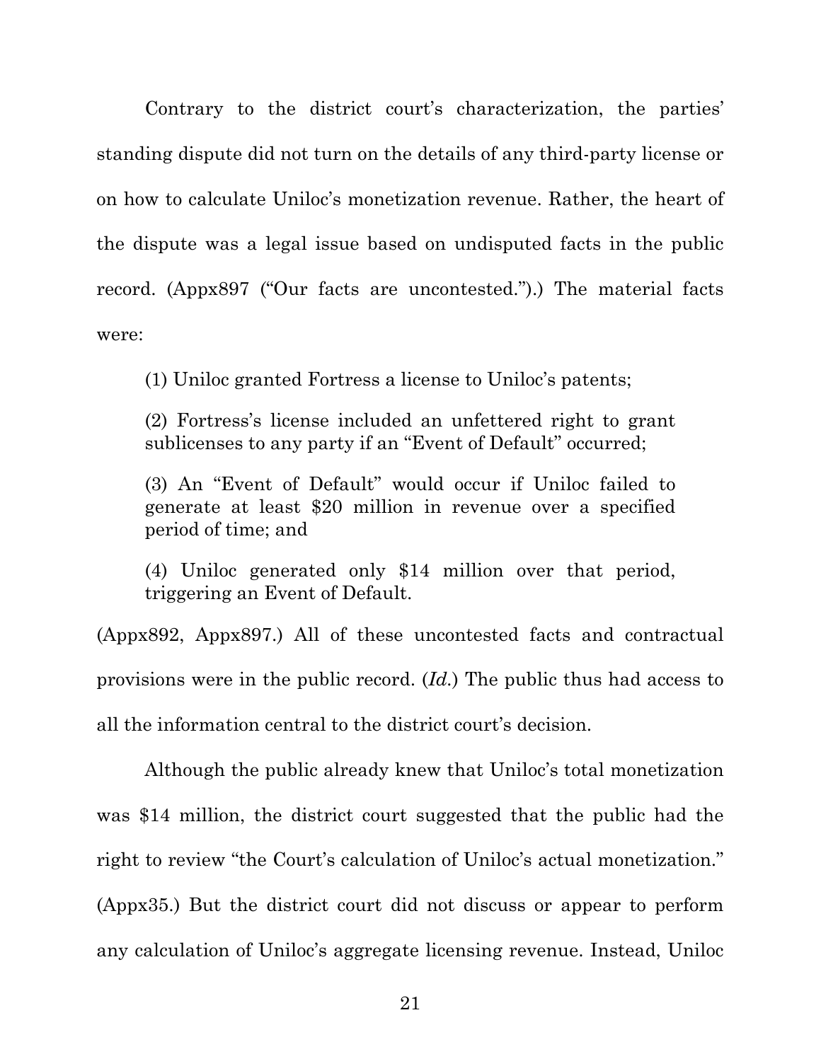Contrary to the district court's characterization, the parties' standing dispute did not turn on the details of any third-party license or on how to calculate Uniloc's monetization revenue. Rather, the heart of the dispute was a legal issue based on undisputed facts in the public record. (Appx897 ("Our facts are uncontested.").) The material facts were:

> (1) Uniloc granted Fortress a license to Uniloc's patents;
>
> (2) Fortress's license included an unfettered right to grant sublicenses to any party if an "Event of Default" occurred;
>
> (3) An "Event of Default" would occur if Uniloc failed to generate at least $20 million in revenue over a specified period of time; and
>
> (4) Uniloc generated only $14 million over that period, triggering an Event of Default.

(Appx892, Appx897.) All of these uncontested facts and contractual provisions were in the public record. (*Id.*) The public thus had access to all the information central to the district court's decision.

Although the public already knew that Uniloc's total monetization was $14 million, the district court suggested that the public had the right to review "the Court's calculation of Uniloc's actual monetization." (Appx35.) But the district court did not discuss or appear to perform any calculation of Uniloc's aggregate licensing revenue. Instead, Uniloc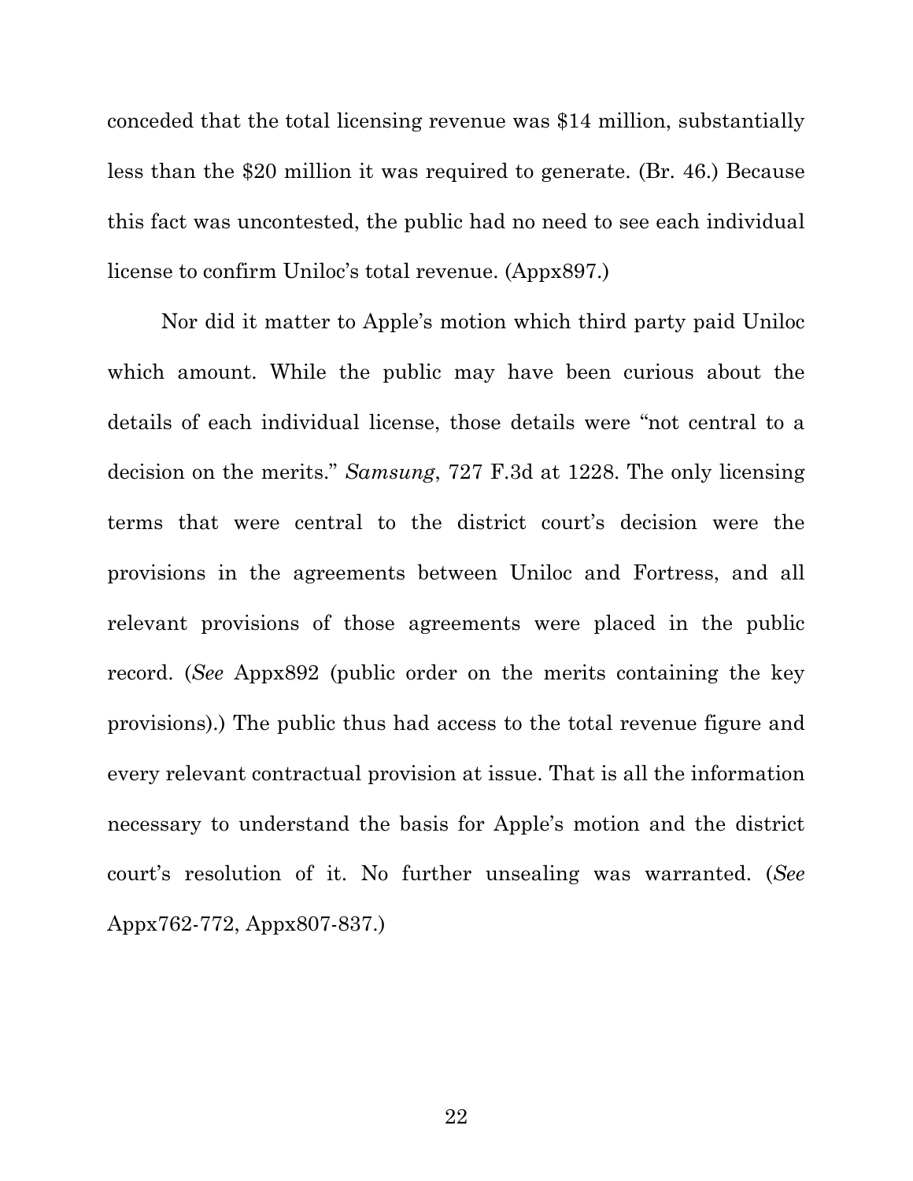conceded that the total licensing revenue was $14 million, substantially less than the $20 million it was required to generate. (Br. 46.) Because this fact was uncontested, the public had no need to see each individual license to confirm Uniloc's total revenue. (Appx897.)

Nor did it matter to Apple's motion which third party paid Uniloc which amount. While the public may have been curious about the details of each individual license, those details were "not central to a decision on the merits." *Samsung*, 727 F.3d at 1228. The only licensing terms that were central to the district court's decision were the provisions in the agreements between Uniloc and Fortress, and all relevant provisions of those agreements were placed in the public record. (*See* Appx892 (public order on the merits containing the key provisions).) The public thus had access to the total revenue figure and every relevant contractual provision at issue. That is all the information necessary to understand the basis for Apple's motion and the district court's resolution of it. No further unsealing was warranted. (*See* Appx762-772, Appx807-837.)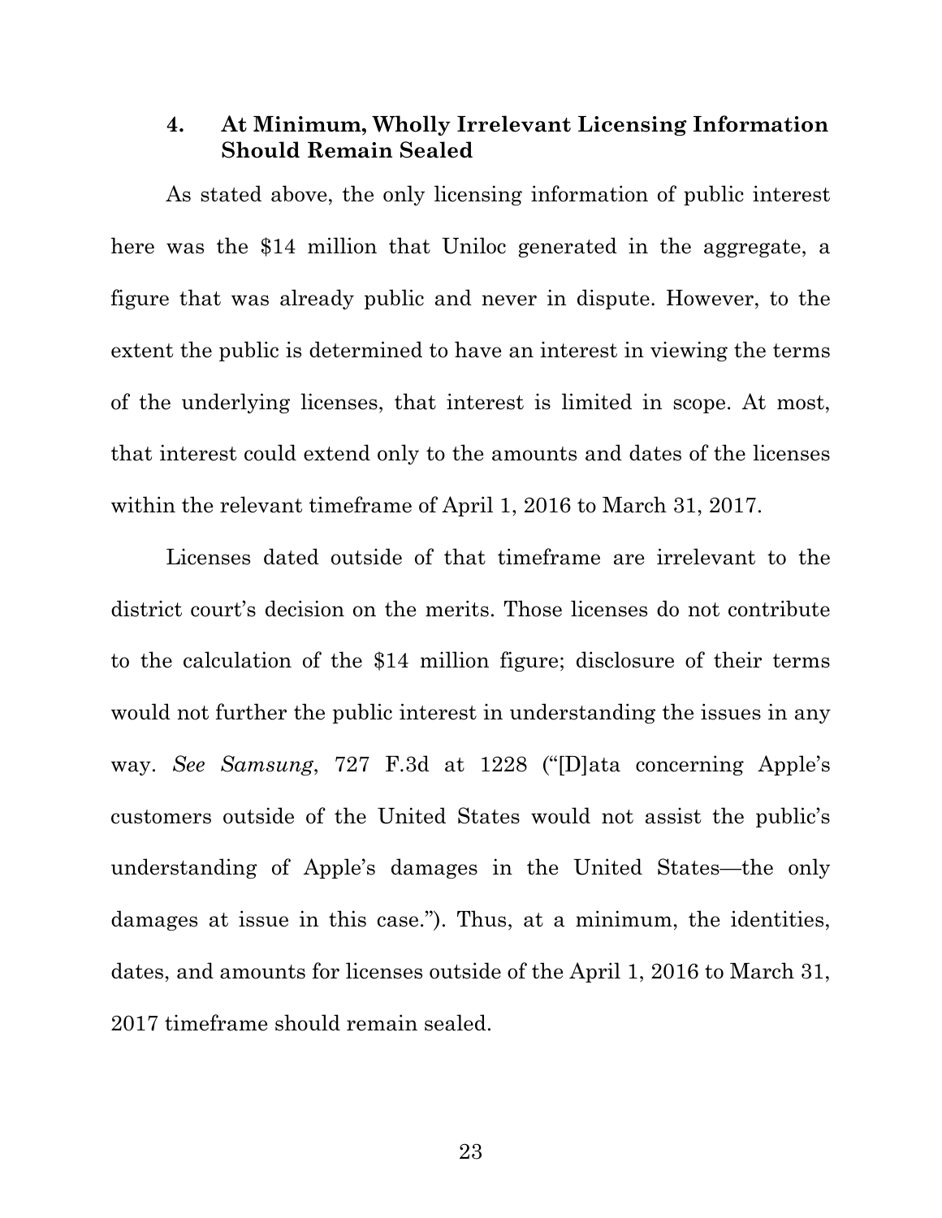### 4. At Minimum, Wholly Irrelevant Licensing Information Should Remain Sealed

As stated above, the only licensing information of public interest here was the $14 million that Uniloc generated in the aggregate, a figure that was already public and never in dispute. However, to the extent the public is determined to have an interest in viewing the terms of the underlying licenses, that interest is limited in scope. At most, that interest could extend only to the amounts and dates of the licenses within the relevant timeframe of April 1, 2016 to March 31, 2017.

Licenses dated outside of that timeframe are irrelevant to the district court's decision on the merits. Those licenses do not contribute to the calculation of the $14 million figure; disclosure of their terms would not further the public interest in understanding the issues in any way. *See Samsung*, 727 F.3d at 1228 ("[D]ata concerning Apple's customers outside of the United States would not assist the public's understanding of Apple's damages in the United States—the only damages at issue in this case."). Thus, at a minimum, the identities, dates, and amounts for licenses outside of the April 1, 2016 to March 31, 2017 timeframe should remain sealed.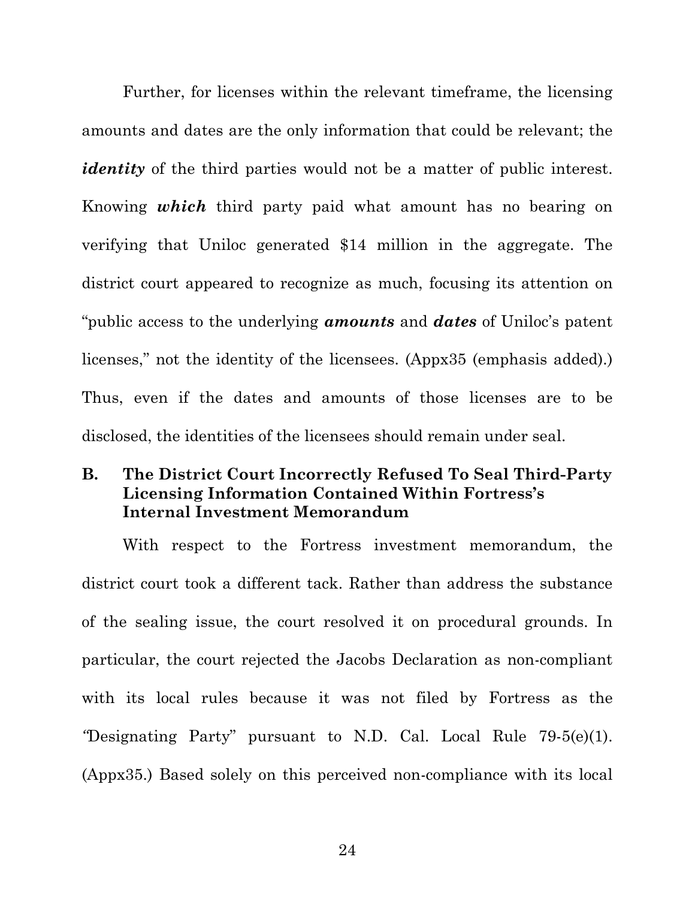Further, for licenses within the relevant timeframe, the licensing amounts and dates are the only information that could be relevant; the ***identity*** of the third parties would not be a matter of public interest. Knowing ***which*** third party paid what amount has no bearing on verifying that Uniloc generated $14 million in the aggregate. The district court appeared to recognize as much, focusing its attention on "public access to the underlying ***amounts*** and ***dates*** of Uniloc's patent licenses," not the identity of the licensees. (Appx35 (emphasis added).) Thus, even if the dates and amounts of those licenses are to be disclosed, the identities of the licensees should remain under seal.

### B. The District Court Incorrectly Refused To Seal Third-Party Licensing Information Contained Within Fortress's Internal Investment Memorandum

With respect to the Fortress investment memorandum, the district court took a different tack. Rather than address the substance of the sealing issue, the court resolved it on procedural grounds. In particular, the court rejected the Jacobs Declaration as non-compliant with its local rules because it was not filed by Fortress as the "Designating Party" pursuant to N.D. Cal. Local Rule 79-5(e)(1). (Appx35.) Based solely on this perceived non-compliance with its local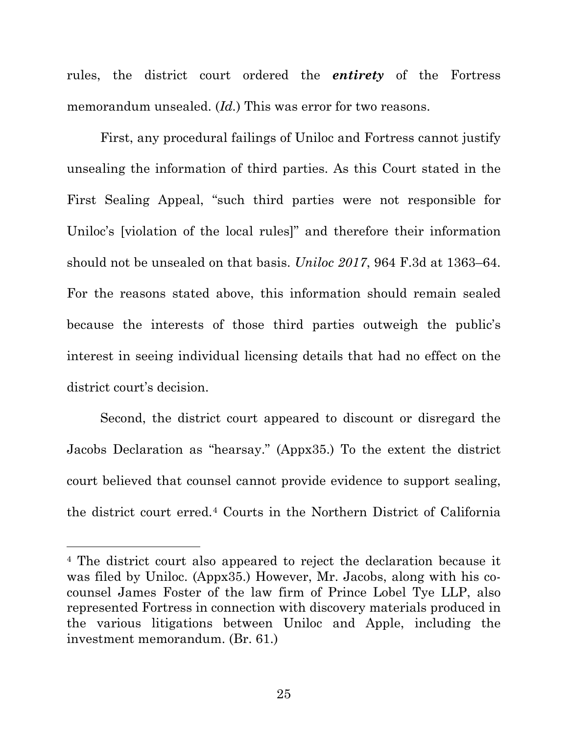rules, the district court ordered the ***entirety*** of the Fortress memorandum unsealed. (*Id.*) This was error for two reasons.

First, any procedural failings of Uniloc and Fortress cannot justify unsealing the information of third parties. As this Court stated in the First Sealing Appeal, "such third parties were not responsible for Uniloc's [violation of the local rules]" and therefore their information should not be unsealed on that basis. *Uniloc 2017*, 964 F.3d at 1363–64. For the reasons stated above, this information should remain sealed because the interests of those third parties outweigh the public's interest in seeing individual licensing details that had no effect on the district court's decision.

Second, the district court appeared to discount or disregard the Jacobs Declaration as "hearsay." (Appx35.) To the extent the district court believed that counsel cannot provide evidence to support sealing, the district court erred.[4] Courts in the Northern District of California

---

[4] The district court also appeared to reject the declaration because it was filed by Uniloc. (Appx35.) However, Mr. Jacobs, along with his co-counsel James Foster of the law firm of Prince Lobel Tye LLP, also represented Fortress in connection with discovery materials produced in the various litigations between Uniloc and Apple, including the investment memorandum. (Br. 61.)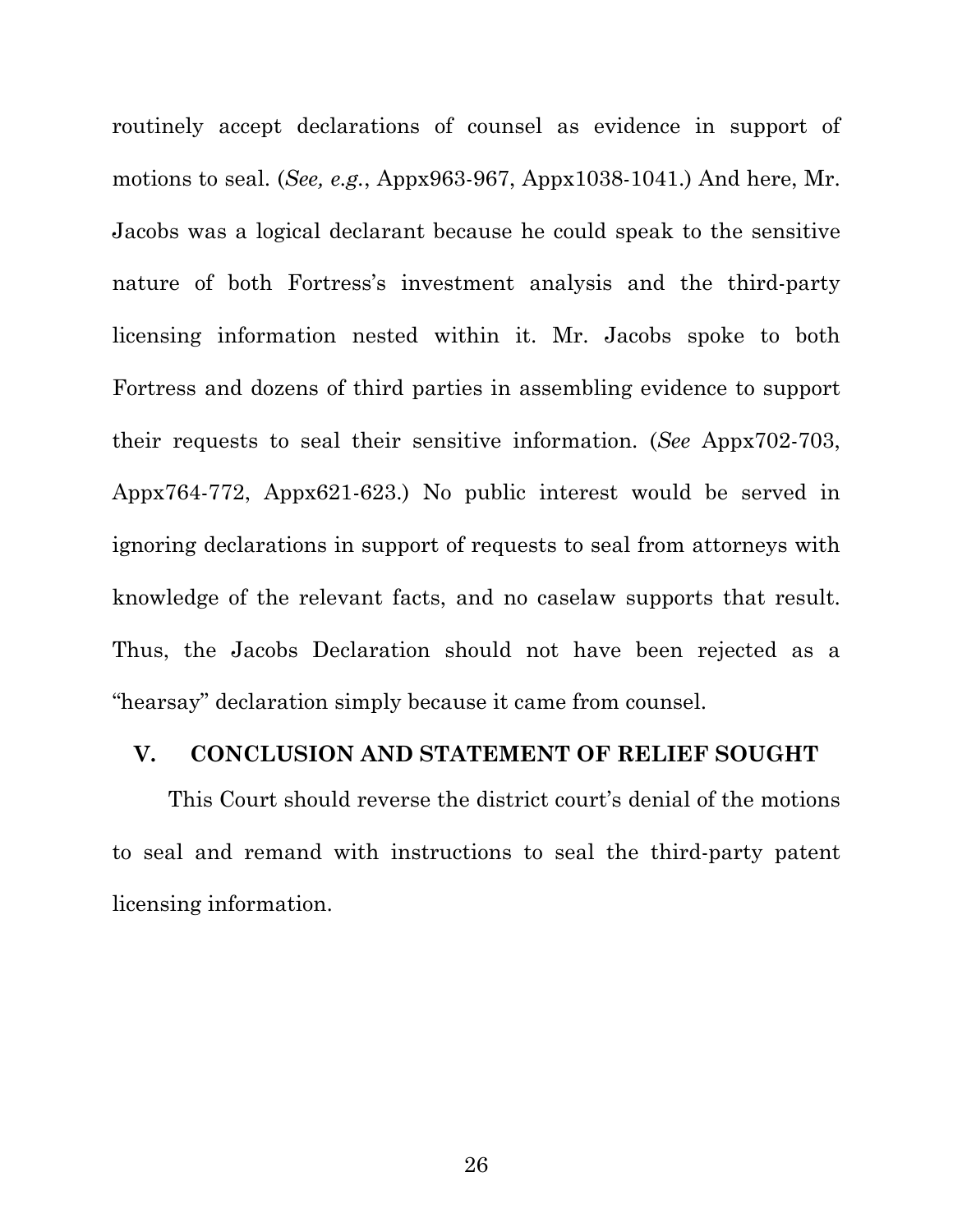routinely accept declarations of counsel as evidence in support of motions to seal. (*See, e.g.*, Appx963-967, Appx1038-1041.) And here, Mr. Jacobs was a logical declarant because he could speak to the sensitive nature of both Fortress's investment analysis and the third-party licensing information nested within it. Mr. Jacobs spoke to both Fortress and dozens of third parties in assembling evidence to support their requests to seal their sensitive information. (*See* Appx702-703, Appx764-772, Appx621-623.) No public interest would be served in ignoring declarations in support of requests to seal from attorneys with knowledge of the relevant facts, and no caselaw supports that result. Thus, the Jacobs Declaration should not have been rejected as a "hearsay" declaration simply because it came from counsel.

## V. CONCLUSION AND STATEMENT OF RELIEF SOUGHT

This Court should reverse the district court's denial of the motions to seal and remand with instructions to seal the third-party patent licensing information.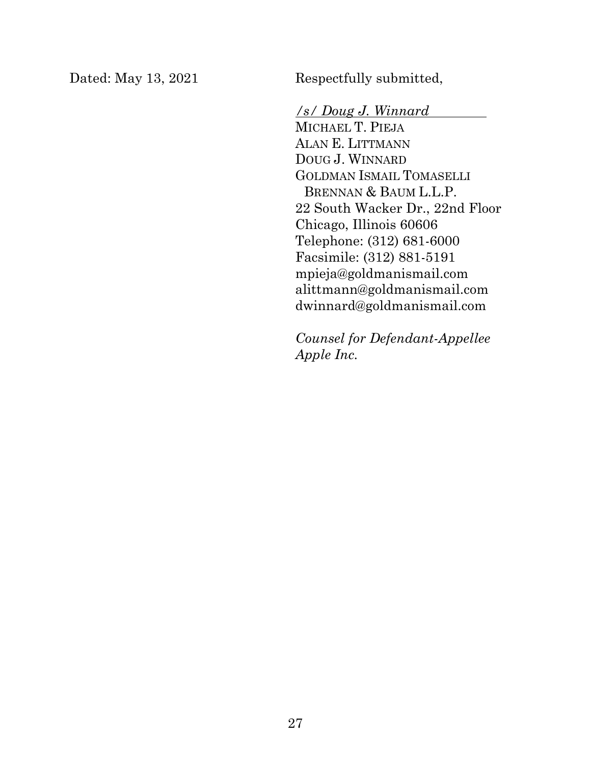Dated: May 13, 2021

Respectfully submitted,

*/s/ Doug J. Winnard*
MICHAEL T. PIEJA
ALAN E. LITTMANN
DOUG J. WINNARD
GOLDMAN ISMAIL TOMASELLI
BRENNAN & BAUM L.L.P.
22 South Wacker Dr., 22nd Floor
Chicago, Illinois 60606
Telephone: (312) 681-6000
Facsimile: (312) 881-5191
mpieja@goldmanismail.com
alittmann@goldmanismail.com
dwinnard@goldmanismail.com

*Counsel for Defendant-Appellee Apple Inc.*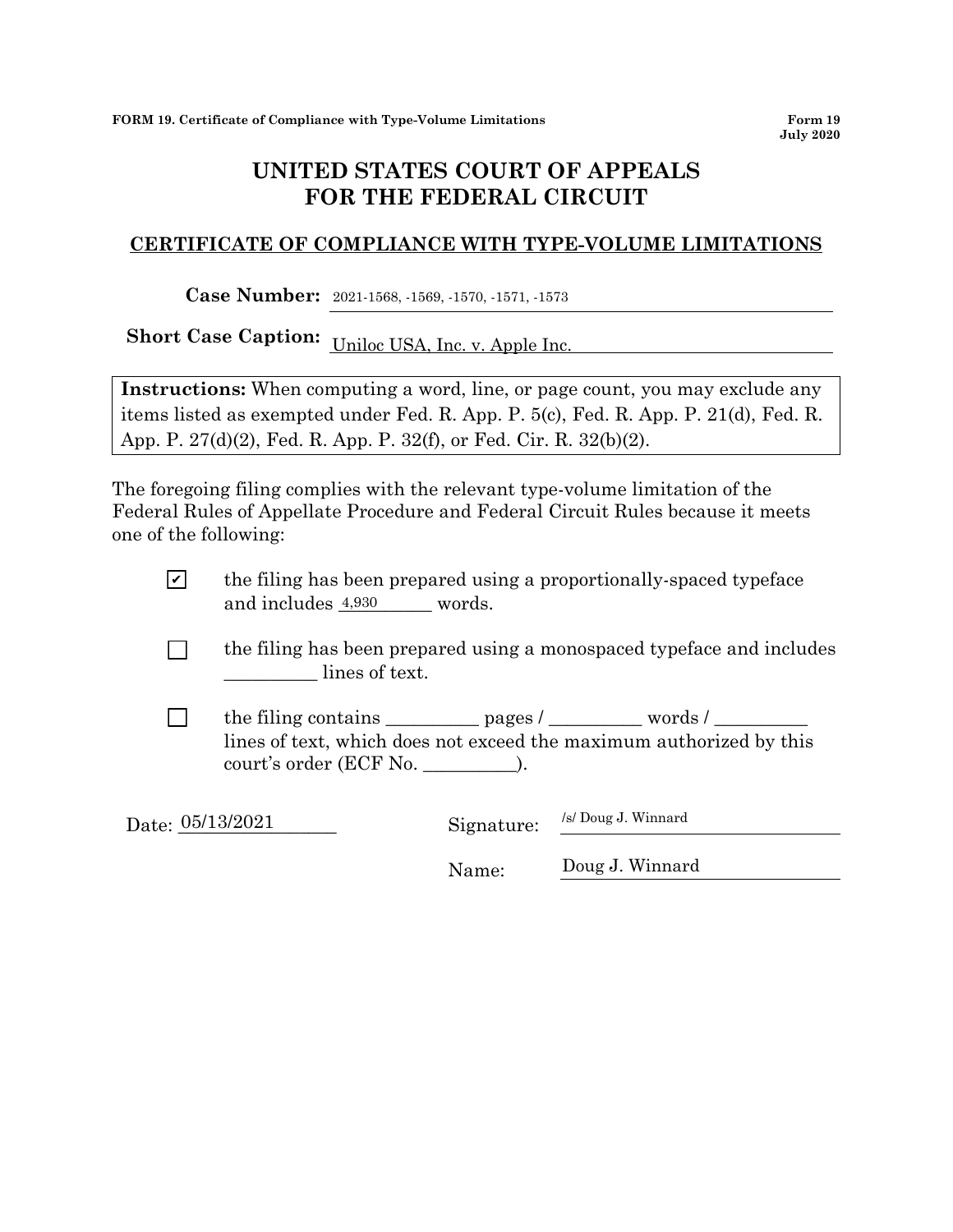FORM 19. Certificate of Compliance with Type-Volume Limitations

Form 19
July 2020

# UNITED STATES COURT OF APPEALS FOR THE FEDERAL CIRCUIT

## CERTIFICATE OF COMPLIANCE WITH TYPE-VOLUME LIMITATIONS

**Case Number:** 2021-1568, -1569, -1570, -1571, -1573

**Short Case Caption:** Uniloc USA, Inc. v. Apple Inc.

**Instructions:** When computing a word, line, or page count, you may exclude any items listed as exempted under Fed. R. App. P. 5(c), Fed. R. App. P. 21(d), Fed. R. App. P. 27(d)(2), Fed. R. App. P. 32(f), or Fed. Cir. R. 32(b)(2).

The foregoing filing complies with the relevant type-volume limitation of the Federal Rules of Appellate Procedure and Federal Circuit Rules because it meets one of the following:

- [x] the filing has been prepared using a proportionally-spaced typeface and includes 4,930 words.

- [ ] the filing has been prepared using a monospaced typeface and includes __________ lines of text.

- [ ] the filing contains __________ pages / __________ words / __________ lines of text, which does not exceed the maximum authorized by this court's order (ECF No. __________).

Date: 05/13/2021

Signature: /s/ Doug J. Winnard

Name: Doug J. Winnard